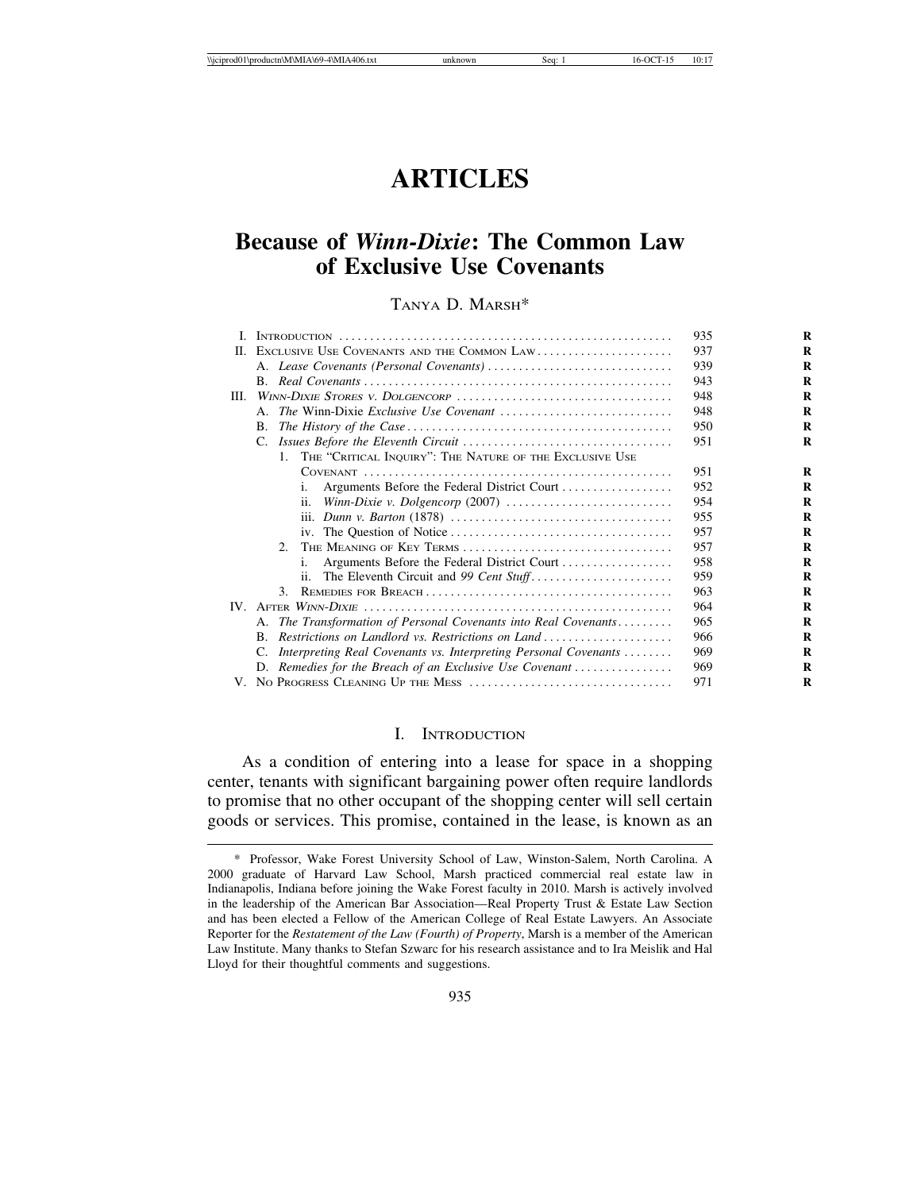# ARTICLES

## Because of *Winn-Dixie*: The Common Law of Exclusive Use Covenants

Tanya D. Marsh*

| | | |
|---|---|---|
| I. | Introduction | 935 |
| II. | Exclusive Use Covenants and the Common Law | 937 |
| | A. *Lease Covenants (Personal Covenants)* | 939 |
| | B. *Real Covenants* | 943 |
| III. | *Winn-Dixie Stores v. Dolgencorp* | 948 |
| | A. *The* Winn-Dixie *Exclusive Use Covenant* | 948 |
| | B. *The History of the Case* | 950 |
| | C. *Issues Before the Eleventh Circuit* | 951 |
| | 1. The "Critical Inquiry": The Nature of the Exclusive Use Covenant | 951 |
| | i. Arguments Before the Federal District Court | 952 |
| | ii. *Winn-Dixie v. Dolgencorp* (2007) | 954 |
| | iii. *Dunn v. Barton* (1878) | 955 |
| | iv. The Question of Notice | 957 |
| | 2. The Meaning of Key Terms | 957 |
| | i. Arguments Before the Federal District Court | 958 |
| | ii. The Eleventh Circuit and *99 Cent Stuff* | 959 |
| | 3. Remedies for Breach | 963 |
| IV. | After *Winn-Dixie* | 964 |
| | A. *The Transformation of Personal Covenants into Real Covenants* | 965 |
| | B. *Restrictions on Landlord vs. Restrictions on Land* | 966 |
| | C. *Interpreting Real Covenants vs. Interpreting Personal Covenants* | 969 |
| | D. *Remedies for the Breach of an Exclusive Use Covenant* | 969 |
| V. | No Progress Cleaning Up the Mess | 971 |

## I. Introduction

As a condition of entering into a lease for space in a shopping center, tenants with significant bargaining power often require landlords to promise that no other occupant of the shopping center will sell certain goods or services. This promise, contained in the lease, is known as an

---

\* Professor, Wake Forest University School of Law, Winston-Salem, North Carolina. A 2000 graduate of Harvard Law School, Marsh practiced commercial real estate law in Indianapolis, Indiana before joining the Wake Forest faculty in 2010. Marsh is actively involved in the leadership of the American Bar Association—Real Property Trust & Estate Law Section and has been elected a Fellow of the American College of Real Estate Lawyers. An Associate Reporter for the *Restatement of the Law (Fourth) of Property*, Marsh is a member of the American Law Institute. Many thanks to Stefan Szwarc for his research assistance and to Ira Meislik and Hal Lloyd for their thoughtful comments and suggestions.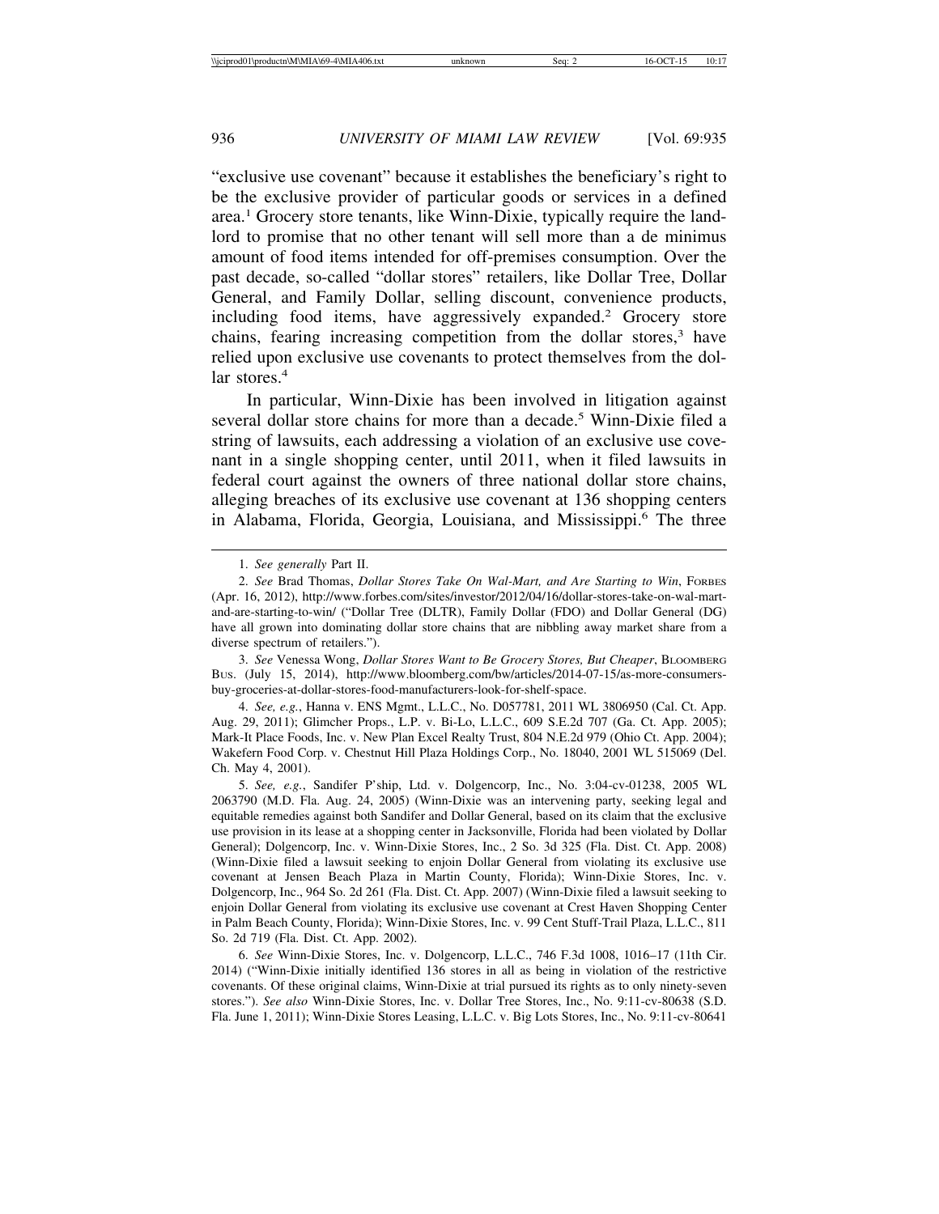"exclusive use covenant" because it establishes the beneficiary's right to be the exclusive provider of particular goods or services in a defined area.[1] Grocery store tenants, like Winn-Dixie, typically require the landlord to promise that no other tenant will sell more than a de minimus amount of food items intended for off-premises consumption. Over the past decade, so-called "dollar stores" retailers, like Dollar Tree, Dollar General, and Family Dollar, selling discount, convenience products, including food items, have aggressively expanded.[2] Grocery store chains, fearing increasing competition from the dollar stores,[3] have relied upon exclusive use covenants to protect themselves from the dollar stores.[4]

In particular, Winn-Dixie has been involved in litigation against several dollar store chains for more than a decade.[5] Winn-Dixie filed a string of lawsuits, each addressing a violation of an exclusive use covenant in a single shopping center, until 2011, when it filed lawsuits in federal court against the owners of three national dollar store chains, alleging breaches of its exclusive use covenant at 136 shopping centers in Alabama, Florida, Georgia, Louisiana, and Mississippi.[6] The three

---

1. *See generally* Part II.

2. *See* Brad Thomas, *Dollar Stores Take On Wal-Mart, and Are Starting to Win*, FORBES (Apr. 16, 2012), http://www.forbes.com/sites/investor/2012/04/16/dollar-stores-take-on-wal-mart-and-are-starting-to-win/ ("Dollar Tree (DLTR), Family Dollar (FDO) and Dollar General (DG) have all grown into dominating dollar store chains that are nibbling away market share from a diverse spectrum of retailers.").

3. *See* Venessa Wong, *Dollar Stores Want to Be Grocery Stores, But Cheaper*, BLOOMBERG BUS. (July 15, 2014), http://www.bloomberg.com/bw/articles/2014-07-15/as-more-consumers-buy-groceries-at-dollar-stores-food-manufacturers-look-for-shelf-space.

4. *See, e.g.*, Hanna v. ENS Mgmt., L.L.C., No. D057781, 2011 WL 3806950 (Cal. Ct. App. Aug. 29, 2011); Glimcher Props., L.P. v. Bi-Lo, L.L.C., 609 S.E.2d 707 (Ga. Ct. App. 2005); Mark-It Place Foods, Inc. v. New Plan Excel Realty Trust, 804 N.E.2d 979 (Ohio Ct. App. 2004); Wakefern Food Corp. v. Chestnut Hill Plaza Holdings Corp., No. 18040, 2001 WL 515069 (Del. Ch. May 4, 2001).

5. *See, e.g.*, Sandifer P'ship, Ltd. v. Dolgencorp, Inc., No. 3:04-cv-01238, 2005 WL 2063790 (M.D. Fla. Aug. 24, 2005) (Winn-Dixie was an intervening party, seeking legal and equitable remedies against both Sandifer and Dollar General, based on its claim that the exclusive use provision in its lease at a shopping center in Jacksonville, Florida had been violated by Dollar General); Dolgencorp, Inc. v. Winn-Dixie Stores, Inc., 2 So. 3d 325 (Fla. Dist. Ct. App. 2008) (Winn-Dixie filed a lawsuit seeking to enjoin Dollar General from violating its exclusive use covenant at Jensen Beach Plaza in Martin County, Florida); Winn-Dixie Stores, Inc. v. Dolgencorp, Inc., 964 So. 2d 261 (Fla. Dist. Ct. App. 2007) (Winn-Dixie filed a lawsuit seeking to enjoin Dollar General from violating its exclusive use covenant at Crest Haven Shopping Center in Palm Beach County, Florida); Winn-Dixie Stores, Inc. v. 99 Cent Stuff-Trail Plaza, L.L.C., 811 So. 2d 719 (Fla. Dist. Ct. App. 2002).

6. *See* Winn-Dixie Stores, Inc. v. Dolgencorp, L.L.C., 746 F.3d 1008, 1016–17 (11th Cir. 2014) ("Winn-Dixie initially identified 136 stores in all as being in violation of the restrictive covenants. Of these original claims, Winn-Dixie at trial pursued its rights as to only ninety-seven stores."). *See also* Winn-Dixie Stores, Inc. v. Dollar Tree Stores, Inc., No. 9:11-cv-80638 (S.D. Fla. June 1, 2011); Winn-Dixie Stores Leasing, L.L.C. v. Big Lots Stores, Inc., No. 9:11-cv-80641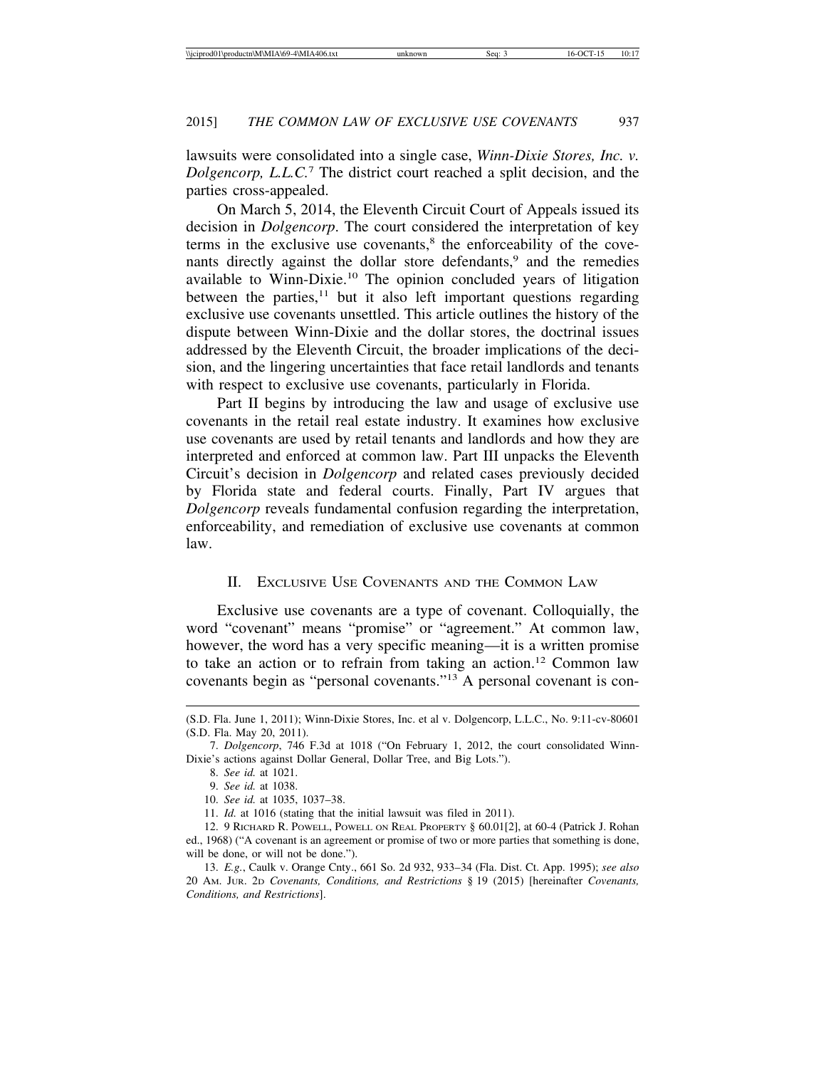lawsuits were consolidated into a single case, *Winn-Dixie Stores, Inc. v. Dolgencorp, L.L.C.*[7] The district court reached a split decision, and the parties cross-appealed.

On March 5, 2014, the Eleventh Circuit Court of Appeals issued its decision in *Dolgencorp*. The court considered the interpretation of key terms in the exclusive use covenants,[8] the enforceability of the covenants directly against the dollar store defendants,[9] and the remedies available to Winn-Dixie.[10] The opinion concluded years of litigation between the parties,[11] but it also left important questions regarding exclusive use covenants unsettled. This article outlines the history of the dispute between Winn-Dixie and the dollar stores, the doctrinal issues addressed by the Eleventh Circuit, the broader implications of the decision, and the lingering uncertainties that face retail landlords and tenants with respect to exclusive use covenants, particularly in Florida.

Part II begins by introducing the law and usage of exclusive use covenants in the retail real estate industry. It examines how exclusive use covenants are used by retail tenants and landlords and how they are interpreted and enforced at common law. Part III unpacks the Eleventh Circuit's decision in *Dolgencorp* and related cases previously decided by Florida state and federal courts. Finally, Part IV argues that *Dolgencorp* reveals fundamental confusion regarding the interpretation, enforceability, and remediation of exclusive use covenants at common law.

## II. Exclusive Use Covenants and the Common Law

Exclusive use covenants are a type of covenant. Colloquially, the word "covenant" means "promise" or "agreement." At common law, however, the word has a very specific meaning—it is a written promise to take an action or to refrain from taking an action.[12] Common law covenants begin as "personal covenants."[13] A personal covenant is con-

---

(S.D. Fla. June 1, 2011); Winn-Dixie Stores, Inc. et al v. Dolgencorp, L.L.C., No. 9:11-cv-80601 (S.D. Fla. May 20, 2011).

7. *Dolgencorp*, 746 F.3d at 1018 ("On February 1, 2012, the court consolidated Winn-Dixie's actions against Dollar General, Dollar Tree, and Big Lots.").

8. *See id.* at 1021.

9. *See id.* at 1038.

10. *See id.* at 1035, 1037–38.

11. *Id.* at 1016 (stating that the initial lawsuit was filed in 2011).

12. 9 Richard R. Powell, Powell on Real Property § 60.01[2], at 60-4 (Patrick J. Rohan ed., 1968) ("A covenant is an agreement or promise of two or more parties that something is done, will be done, or will not be done.").

13. *E.g.*, Caulk v. Orange Cnty., 661 So. 2d 932, 933–34 (Fla. Dist. Ct. App. 1995); *see also* 20 Am. Jur. 2d *Covenants, Conditions, and Restrictions* § 19 (2015) [hereinafter *Covenants, Conditions, and Restrictions*].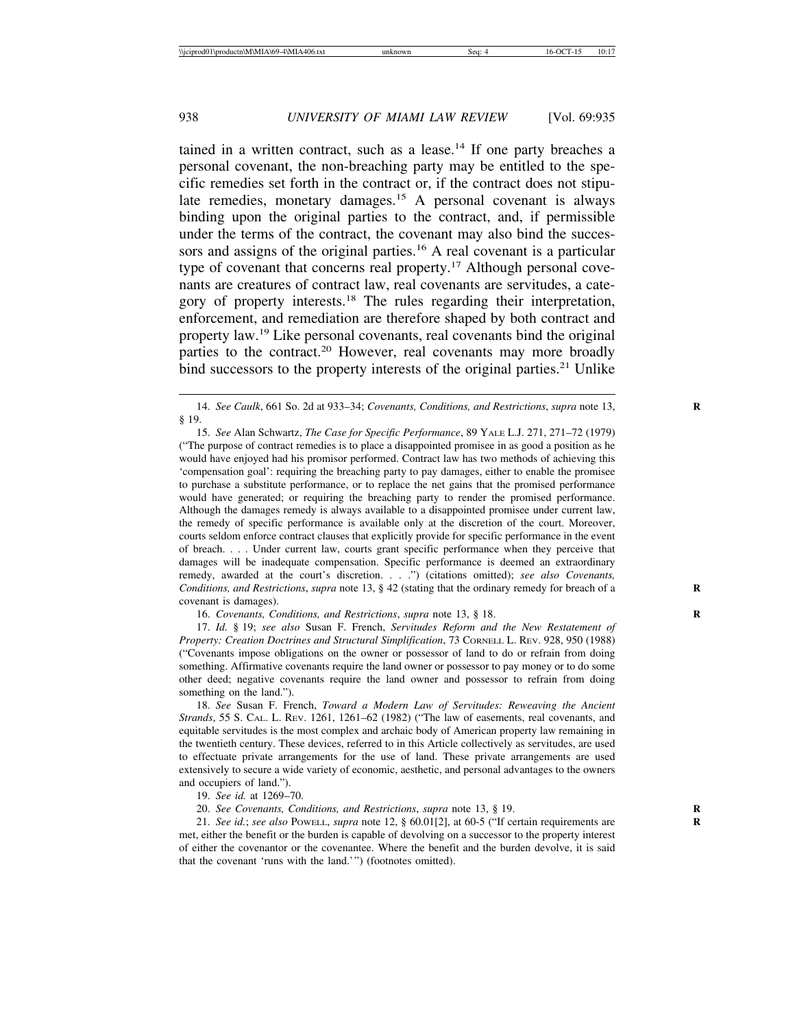tained in a written contract, such as a lease.[14] If one party breaches a personal covenant, the non-breaching party may be entitled to the specific remedies set forth in the contract or, if the contract does not stipulate remedies, monetary damages.[15] A personal covenant is always binding upon the original parties to the contract, and, if permissible under the terms of the contract, the covenant may also bind the successors and assigns of the original parties.[16] A real covenant is a particular type of covenant that concerns real property.[17] Although personal covenants are creatures of contract law, real covenants are servitudes, a category of property interests.[18] The rules regarding their interpretation, enforcement, and remediation are therefore shaped by both contract and property law.[19] Like personal covenants, real covenants bind the original parties to the contract.[20] However, real covenants may more broadly bind successors to the property interests of the original parties.[21] Unlike

---

14. *See Caulk*, 661 So. 2d at 933–34; *Covenants, Conditions, and Restrictions*, *supra* note 13, § 19.

15. *See* Alan Schwartz, *The Case for Specific Performance*, 89 YALE L.J. 271, 271–72 (1979) ("The purpose of contract remedies is to place a disappointed promisee in as good a position as he would have enjoyed had his promisor performed. Contract law has two methods of achieving this 'compensation goal': requiring the breaching party to pay damages, either to enable the promisee to purchase a substitute performance, or to replace the net gains that the promised performance would have generated; or requiring the breaching party to render the promised performance. Although the damages remedy is always available to a disappointed promisee under current law, the remedy of specific performance is available only at the discretion of the court. Moreover, courts seldom enforce contract clauses that explicitly provide for specific performance in the event of breach. . . . Under current law, courts grant specific performance when they perceive that damages will be inadequate compensation. Specific performance is deemed an extraordinary remedy, awarded at the court's discretion. . . .") (citations omitted); *see also Covenants, Conditions, and Restrictions*, *supra* note 13, § 42 (stating that the ordinary remedy for breach of a covenant is damages).

16. *Covenants, Conditions, and Restrictions*, *supra* note 13, § 18.

17. *Id.* § 19; *see also* Susan F. French, *Servitudes Reform and the New Restatement of Property: Creation Doctrines and Structural Simplification*, 73 CORNELL L. REV. 928, 950 (1988) ("Covenants impose obligations on the owner or possessor of land to do or refrain from doing something. Affirmative covenants require the land owner or possessor to pay money or to do some other deed; negative covenants require the land owner and possessor to refrain from doing something on the land.").

18. *See* Susan F. French, *Toward a Modern Law of Servitudes: Reweaving the Ancient Strands*, 55 S. CAL. L. REV. 1261, 1261–62 (1982) ("The law of easements, real covenants, and equitable servitudes is the most complex and archaic body of American property law remaining in the twentieth century. These devices, referred to in this Article collectively as servitudes, are used to effectuate private arrangements for the use of land. These private arrangements are used extensively to secure a wide variety of economic, aesthetic, and personal advantages to the owners and occupiers of land.").

19. *See id.* at 1269–70.

20. *See Covenants, Conditions, and Restrictions*, *supra* note 13, § 19.

21. *See id.*; *see also* POWELL, *supra* note 12, § 60.01[2], at 60-5 ("If certain requirements are met, either the benefit or the burden is capable of devolving on a successor to the property interest of either the covenantor or the covenantee. Where the benefit and the burden devolve, it is said that the covenant 'runs with the land.'") (footnotes omitted).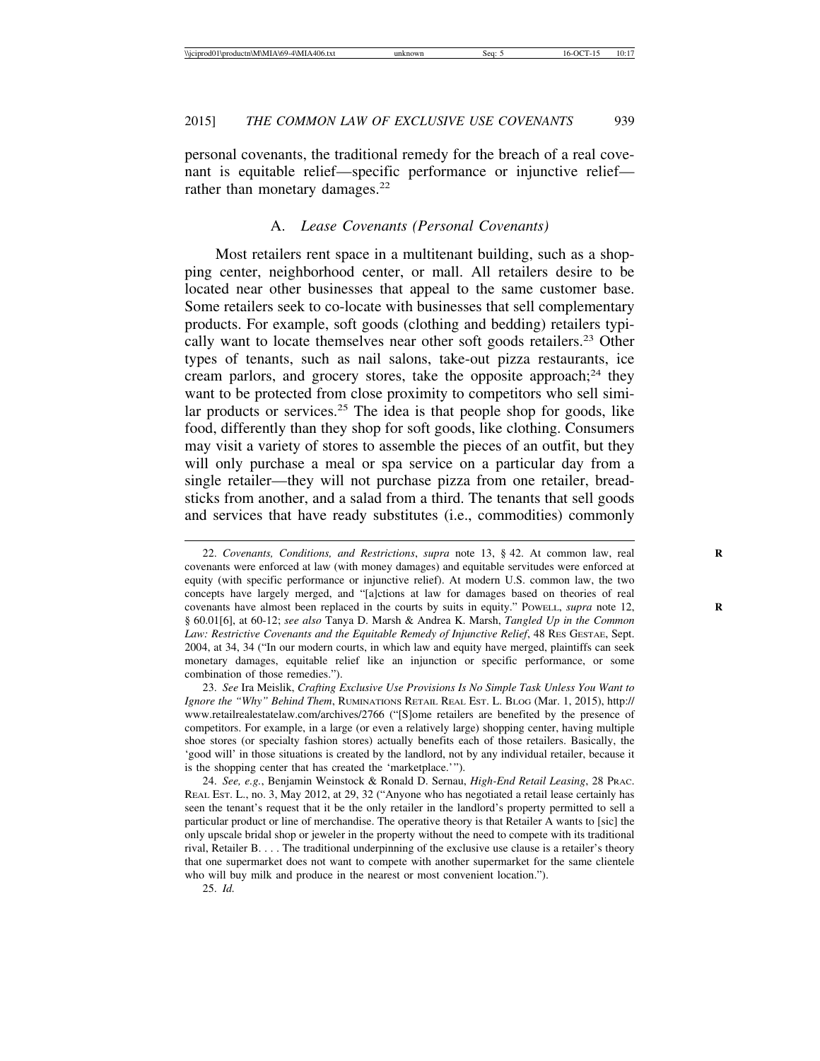personal covenants, the traditional remedy for the breach of a real covenant is equitable relief—specific performance or injunctive relief—rather than monetary damages.[22]

### A. *Lease Covenants (Personal Covenants)*

Most retailers rent space in a multitenant building, such as a shopping center, neighborhood center, or mall. All retailers desire to be located near other businesses that appeal to the same customer base. Some retailers seek to co-locate with businesses that sell complementary products. For example, soft goods (clothing and bedding) retailers typically want to locate themselves near other soft goods retailers.[23] Other types of tenants, such as nail salons, take-out pizza restaurants, ice cream parlors, and grocery stores, take the opposite approach;[24] they want to be protected from close proximity to competitors who sell similar products or services.[25] The idea is that people shop for goods, like food, differently than they shop for soft goods, like clothing. Consumers may visit a variety of stores to assemble the pieces of an outfit, but they will only purchase a meal or spa service on a particular day from a single retailer—they will not purchase pizza from one retailer, breadsticks from another, and a salad from a third. The tenants that sell goods and services that have ready substitutes (i.e., commodities) commonly

---

22. *Covenants, Conditions, and Restrictions*, *supra* note 13, § 42. At common law, real covenants were enforced at law (with money damages) and equitable servitudes were enforced at equity (with specific performance or injunctive relief). At modern U.S. common law, the two concepts have largely merged, and "[a]ctions at law for damages based on theories of real covenants have almost been replaced in the courts by suits in equity." POWELL, *supra* note 12, § 60.01[6], at 60-12; *see also* Tanya D. Marsh & Andrea K. Marsh, *Tangled Up in the Common Law: Restrictive Covenants and the Equitable Remedy of Injunctive Relief*, 48 RES GESTAE, Sept. 2004, at 34, 34 ("In our modern courts, in which law and equity have merged, plaintiffs can seek monetary damages, equitable relief like an injunction or specific performance, or some combination of those remedies.").

23. *See* Ira Meislik, *Crafting Exclusive Use Provisions Is No Simple Task Unless You Want to Ignore the "Why" Behind Them*, RUMINATIONS RETAIL REAL EST. L. BLOG (Mar. 1, 2015), http://www.retailrealestatelaw.com/archives/2766 ("[S]ome retailers are benefited by the presence of competitors. For example, in a large (or even a relatively large) shopping center, having multiple shoe stores (or specialty fashion stores) actually benefits each of those retailers. Basically, the 'good will' in those situations is created by the landlord, not by any individual retailer, because it is the shopping center that has created the 'marketplace.'").

24. *See, e.g.*, Benjamin Weinstock & Ronald D. Sernau, *High-End Retail Leasing*, 28 PRAC. REAL EST. L., no. 3, May 2012, at 29, 32 ("Anyone who has negotiated a retail lease certainly has seen the tenant's request that it be the only retailer in the landlord's property permitted to sell a particular product or line of merchandise. The operative theory is that Retailer A wants to [sic] the only upscale bridal shop or jeweler in the property without the need to compete with its traditional rival, Retailer B. . . . The traditional underpinning of the exclusive use clause is a retailer's theory that one supermarket does not want to compete with another supermarket for the same clientele who will buy milk and produce in the nearest or most convenient location.").

25. *Id.*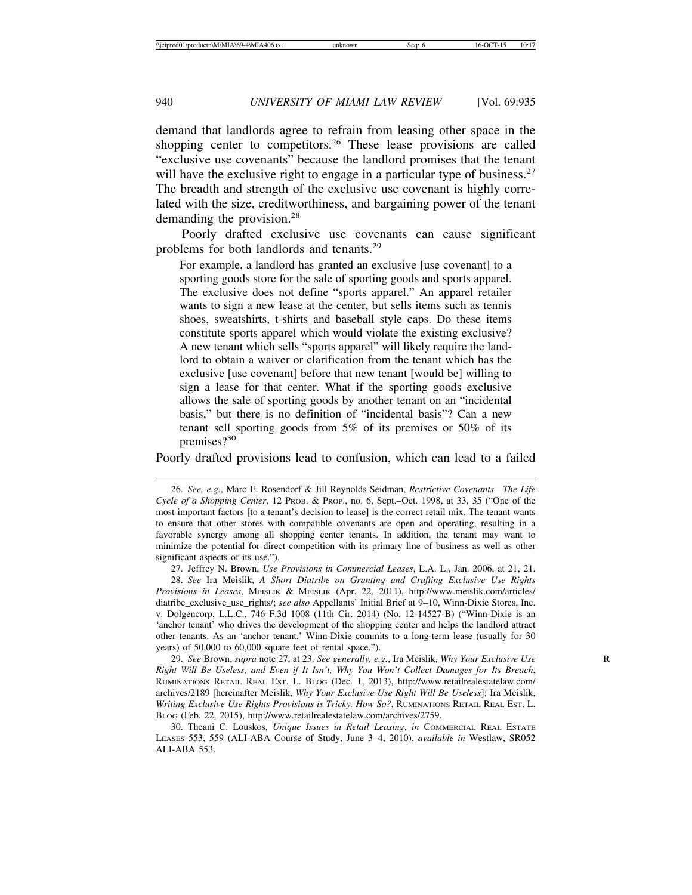demand that landlords agree to refrain from leasing other space in the shopping center to competitors.[26] These lease provisions are called "exclusive use covenants" because the landlord promises that the tenant will have the exclusive right to engage in a particular type of business.[27] The breadth and strength of the exclusive use covenant is highly correlated with the size, creditworthiness, and bargaining power of the tenant demanding the provision.[28]

Poorly drafted exclusive use covenants can cause significant problems for both landlords and tenants.[29]

> For example, a landlord has granted an exclusive [use covenant] to a sporting goods store for the sale of sporting goods and sports apparel. The exclusive does not define "sports apparel." An apparel retailer wants to sign a new lease at the center, but sells items such as tennis shoes, sweatshirts, t-shirts and baseball style caps. Do these items constitute sports apparel which would violate the existing exclusive? A new tenant which sells "sports apparel" will likely require the landlord to obtain a waiver or clarification from the tenant which has the exclusive [use covenant] before that new tenant [would be] willing to sign a lease for that center. What if the sporting goods exclusive allows the sale of sporting goods by another tenant on an "incidental basis," but there is no definition of "incidental basis"? Can a new tenant sell sporting goods from 5% of its premises or 50% of its premises?[30]

Poorly drafted provisions lead to confusion, which can lead to a failed

---

26. *See, e.g.*, Marc E. Rosendorf & Jill Reynolds Seidman, *Restrictive Covenants—The Life Cycle of a Shopping Center*, 12 PROB. & PROP., no. 6, Sept.–Oct. 1998, at 33, 35 ("One of the most important factors [to a tenant's decision to lease] is the correct retail mix. The tenant wants to ensure that other stores with compatible covenants are open and operating, resulting in a favorable synergy among all shopping center tenants. In addition, the tenant may want to minimize the potential for direct competition with its primary line of business as well as other significant aspects of its use.").

27. Jeffrey N. Brown, *Use Provisions in Commercial Leases*, L.A. L., Jan. 2006, at 21, 21.

28. *See* Ira Meislik, *A Short Diatribe on Granting and Crafting Exclusive Use Rights Provisions in Leases*, MEISLIK & MEISLIK (Apr. 22, 2011), http://www.meislik.com/articles/diatribe_exclusive_use_rights/; *see also* Appellants' Initial Brief at 9–10, Winn-Dixie Stores, Inc. v. Dolgencorp, L.L.C., 746 F.3d 1008 (11th Cir. 2014) (No. 12-14527-B) ("Winn-Dixie is an 'anchor tenant' who drives the development of the shopping center and helps the landlord attract other tenants. As an 'anchor tenant,' Winn-Dixie commits to a long-term lease (usually for 30 years) of 50,000 to 60,000 square feet of rental space.").

29. *See* Brown, *supra* note 27, at 23. *See generally, e.g.*, Ira Meislik, *Why Your Exclusive Use Right Will Be Useless, and Even if It Isn't, Why You Won't Collect Damages for Its Breach*, RUMINATIONS RETAIL REAL EST. L. BLOG (Dec. 1, 2013), http://www.retailrealestatelaw.com/archives/2189 [hereinafter Meislik, *Why Your Exclusive Use Right Will Be Useless*]; Ira Meislik, *Writing Exclusive Use Rights Provisions is Tricky. How So?*, RUMINATIONS RETAIL REAL EST. L. BLOG (Feb. 22, 2015), http://www.retailrealestatelaw.com/archives/2759.

30. Theani C. Louskos, *Unique Issues in Retail Leasing*, *in* COMMERCIAL REAL ESTATE LEASES 553, 559 (ALI-ABA Course of Study, June 3–4, 2010), *available in* Westlaw, SR052 ALI-ABA 553.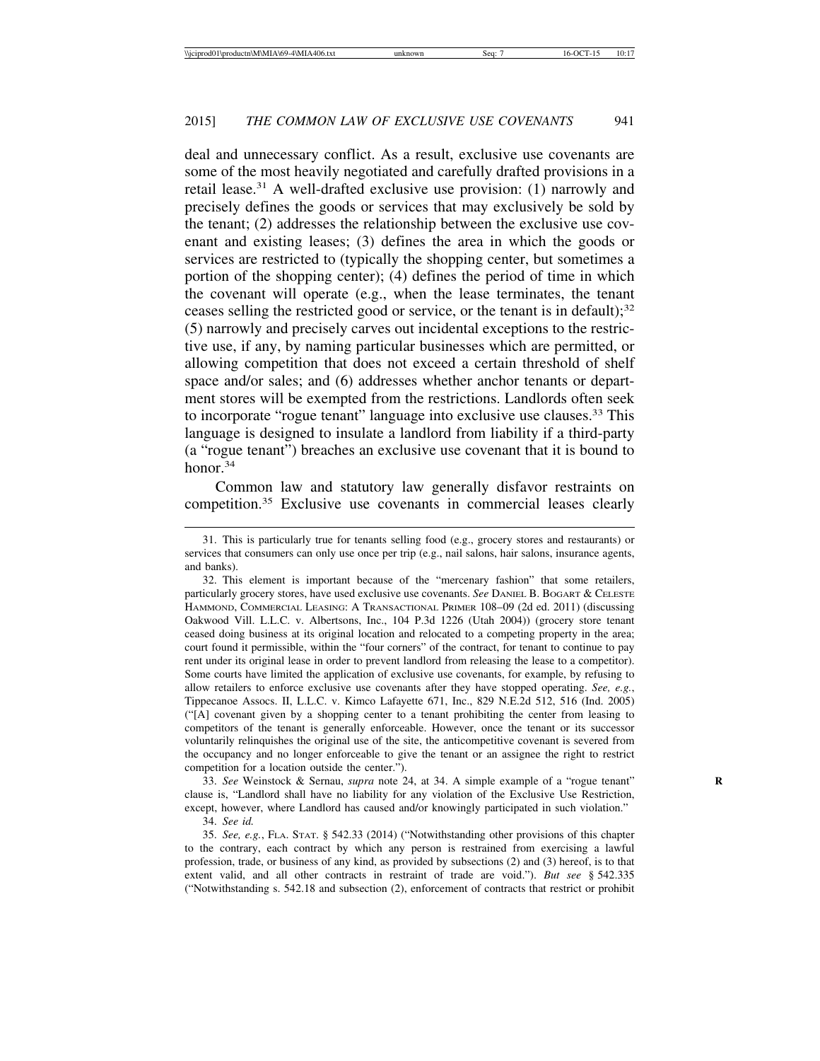deal and unnecessary conflict. As a result, exclusive use covenants are some of the most heavily negotiated and carefully drafted provisions in a retail lease.[31] A well-drafted exclusive use provision: (1) narrowly and precisely defines the goods or services that may exclusively be sold by the tenant; (2) addresses the relationship between the exclusive use covenant and existing leases; (3) defines the area in which the goods or services are restricted to (typically the shopping center, but sometimes a portion of the shopping center); (4) defines the period of time in which the covenant will operate (e.g., when the lease terminates, the tenant ceases selling the restricted good or service, or the tenant is in default);[32] (5) narrowly and precisely carves out incidental exceptions to the restrictive use, if any, by naming particular businesses which are permitted, or allowing competition that does not exceed a certain threshold of shelf space and/or sales; and (6) addresses whether anchor tenants or department stores will be exempted from the restrictions. Landlords often seek to incorporate "rogue tenant" language into exclusive use clauses.[33] This language is designed to insulate a landlord from liability if a third-party (a "rogue tenant") breaches an exclusive use covenant that it is bound to honor.[34]

Common law and statutory law generally disfavor restraints on competition.[35] Exclusive use covenants in commercial leases clearly

---

31. This is particularly true for tenants selling food (e.g., grocery stores and restaurants) or services that consumers can only use once per trip (e.g., nail salons, hair salons, insurance agents, and banks).

32. This element is important because of the "mercenary fashion" that some retailers, particularly grocery stores, have used exclusive use covenants. *See* DANIEL B. BOGART & CELESTE HAMMOND, COMMERCIAL LEASING: A TRANSACTIONAL PRIMER 108–09 (2d ed. 2011) (discussing Oakwood Vill. L.L.C. v. Albertsons, Inc., 104 P.3d 1226 (Utah 2004)) (grocery store tenant ceased doing business at its original location and relocated to a competing property in the area; court found it permissible, within the "four corners" of the contract, for tenant to continue to pay rent under its original lease in order to prevent landlord from releasing the lease to a competitor). Some courts have limited the application of exclusive use covenants, for example, by refusing to allow retailers to enforce exclusive use covenants after they have stopped operating. *See, e.g.*, Tippecanoe Assocs. II, L.L.C. v. Kimco Lafayette 671, Inc., 829 N.E.2d 512, 516 (Ind. 2005) ("[A] covenant given by a shopping center to a tenant prohibiting the center from leasing to competitors of the tenant is generally enforceable. However, once the tenant or its successor voluntarily relinquishes the original use of the site, the anticompetitive covenant is severed from the occupancy and no longer enforceable to give the tenant or an assignee the right to restrict competition for a location outside the center.").

33. *See* Weinstock & Sernau, *supra* note 24, at 34. A simple example of a "rogue tenant" clause is, "Landlord shall have no liability for any violation of the Exclusive Use Restriction, except, however, where Landlord has caused and/or knowingly participated in such violation."

34. *See id.*

35. *See, e.g.*, FLA. STAT. § 542.33 (2014) ("Notwithstanding other provisions of this chapter to the contrary, each contract by which any person is restrained from exercising a lawful profession, trade, or business of any kind, as provided by subsections (2) and (3) hereof, is to that extent valid, and all other contracts in restraint of trade are void."). *But see* § 542.335 ("Notwithstanding s. 542.18 and subsection (2), enforcement of contracts that restrict or prohibit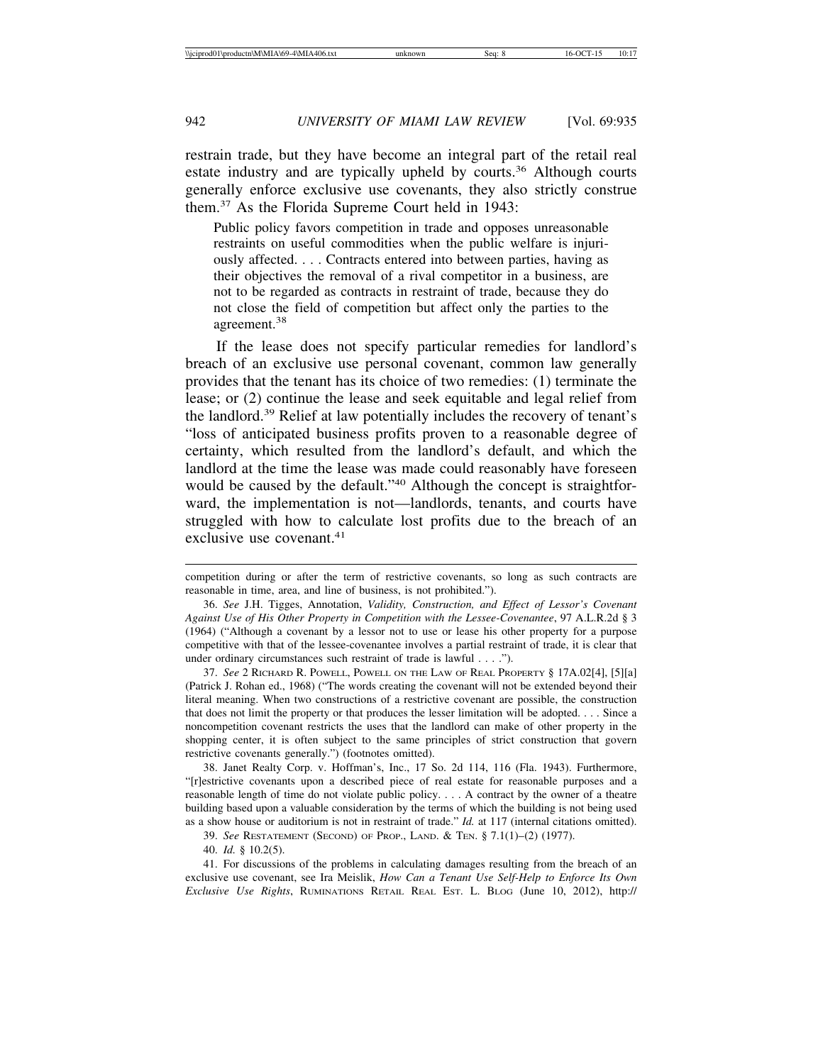restrain trade, but they have become an integral part of the retail real estate industry and are typically upheld by courts.[36] Although courts generally enforce exclusive use covenants, they also strictly construe them.[37] As the Florida Supreme Court held in 1943:

> Public policy favors competition in trade and opposes unreasonable restraints on useful commodities when the public welfare is injuriously affected. . . . Contracts entered into between parties, having as their objectives the removal of a rival competitor in a business, are not to be regarded as contracts in restraint of trade, because they do not close the field of competition but affect only the parties to the agreement.[38]

If the lease does not specify particular remedies for landlord's breach of an exclusive use personal covenant, common law generally provides that the tenant has its choice of two remedies: (1) terminate the lease; or (2) continue the lease and seek equitable and legal relief from the landlord.[39] Relief at law potentially includes the recovery of tenant's "loss of anticipated business profits proven to a reasonable degree of certainty, which resulted from the landlord's default, and which the landlord at the time the lease was made could reasonably have foreseen would be caused by the default."[40] Although the concept is straightforward, the implementation is not—landlords, tenants, and courts have struggled with how to calculate lost profits due to the breach of an exclusive use covenant.[41]

---

competition during or after the term of restrictive covenants, so long as such contracts are reasonable in time, area, and line of business, is not prohibited.").

36. *See* J.H. Tigges, Annotation, *Validity, Construction, and Effect of Lessor's Covenant Against Use of His Other Property in Competition with the Lessee-Covenantee*, 97 A.L.R.2d § 3 (1964) ("Although a covenant by a lessor not to use or lease his other property for a purpose competitive with that of the lessee-covenantee involves a partial restraint of trade, it is clear that under ordinary circumstances such restraint of trade is lawful . . . .").

37. *See* 2 Richard R. Powell, Powell on the Law of Real Property § 17A.02[4], [5][a] (Patrick J. Rohan ed., 1968) ("The words creating the covenant will not be extended beyond their literal meaning. When two constructions of a restrictive covenant are possible, the construction that does not limit the property or that produces the lesser limitation will be adopted. . . . Since a noncompetition covenant restricts the uses that the landlord can make of other property in the shopping center, it is often subject to the same principles of strict construction that govern restrictive covenants generally.") (footnotes omitted).

38. Janet Realty Corp. v. Hoffman's, Inc., 17 So. 2d 114, 116 (Fla. 1943). Furthermore, "[r]estrictive covenants upon a described piece of real estate for reasonable purposes and a reasonable length of time do not violate public policy. . . . A contract by the owner of a theatre building based upon a valuable consideration by the terms of which the building is not being used as a show house or auditorium is not in restraint of trade." *Id.* at 117 (internal citations omitted).

39. *See* Restatement (Second) of Prop., Land. & Ten. § 7.1(1)–(2) (1977).

40. *Id.* § 10.2(5).

41. For discussions of the problems in calculating damages resulting from the breach of an exclusive use covenant, see Ira Meislik, *How Can a Tenant Use Self-Help to Enforce Its Own Exclusive Use Rights*, Ruminations Retail Real Est. L. Blog (June 10, 2012), http://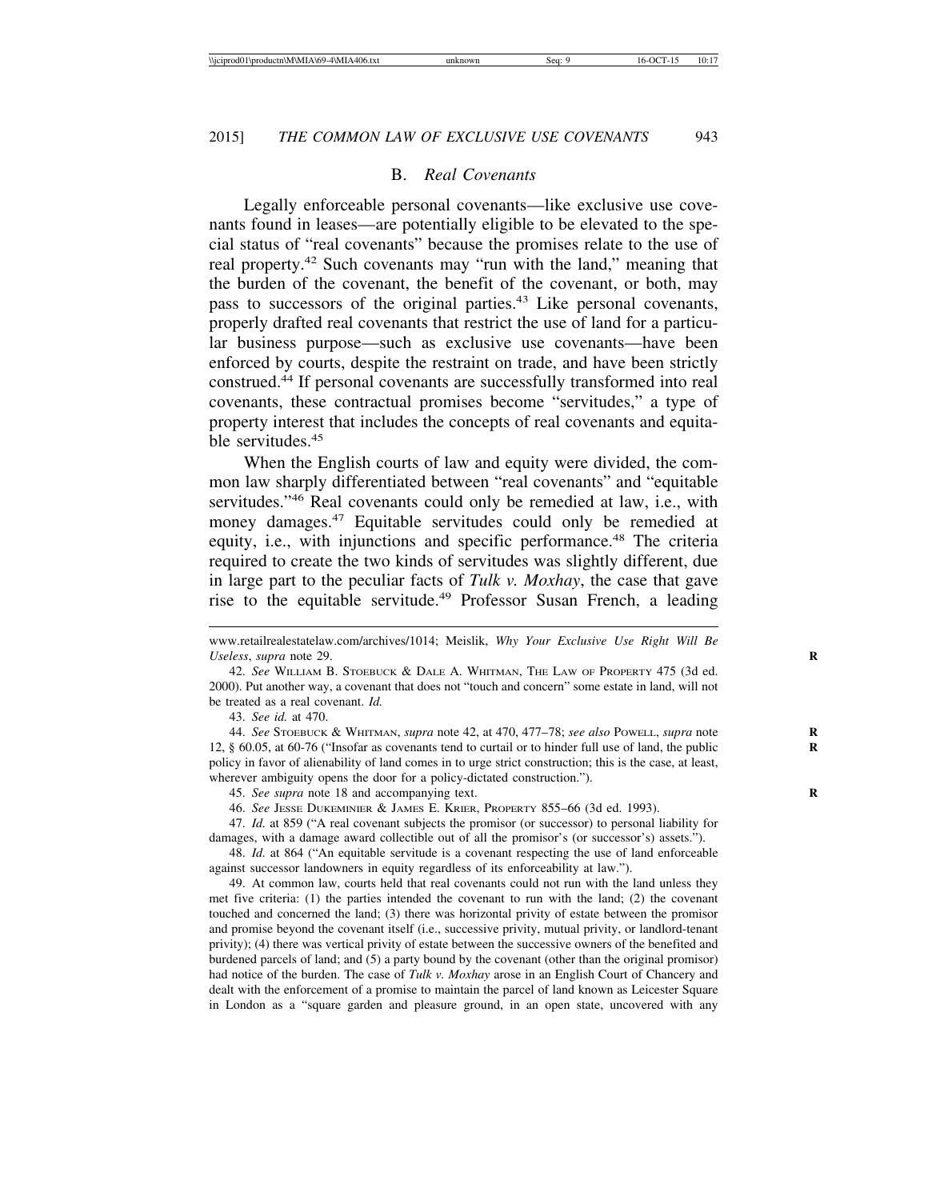## B. *Real Covenants*

Legally enforceable personal covenants—like exclusive use covenants found in leases—are potentially eligible to be elevated to the special status of "real covenants" because the promises relate to the use of real property.[42] Such covenants may "run with the land," meaning that the burden of the covenant, the benefit of the covenant, or both, may pass to successors of the original parties.[43] Like personal covenants, properly drafted real covenants that restrict the use of land for a particular business purpose—such as exclusive use covenants—have been enforced by courts, despite the restraint on trade, and have been strictly construed.[44] If personal covenants are successfully transformed into real covenants, these contractual promises become "servitudes," a type of property interest that includes the concepts of real covenants and equitable servitudes.[45]

When the English courts of law and equity were divided, the common law sharply differentiated between "real covenants" and "equitable servitudes."[46] Real covenants could only be remedied at law, i.e., with money damages.[47] Equitable servitudes could only be remedied at equity, i.e., with injunctions and specific performance.[48] The criteria required to create the two kinds of servitudes was slightly different, due in large part to the peculiar facts of *Tulk v. Moxhay*, the case that gave rise to the equitable servitude.[49] Professor Susan French, a leading

---

www.retailrealestatelaw.com/archives/1014; Meislik, *Why Your Exclusive Use Right Will Be Useless*, *supra* note 29.

42. *See* William B. Stoebuck & Dale A. Whitman, The Law of Property 475 (3d ed. 2000). Put another way, a covenant that does not "touch and concern" some estate in land, will not be treated as a real covenant. *Id.*

43. *See id.* at 470.

44. *See* Stoebuck & Whitman, *supra* note 42, at 470, 477–78; *see also* Powell, *supra* note 12, § 60.05, at 60-76 ("Insofar as covenants tend to curtail or to hinder full use of land, the public policy in favor of alienability of land comes in to urge strict construction; this is the case, at least, wherever ambiguity opens the door for a policy-dictated construction.").

45. *See supra* note 18 and accompanying text.

46. *See* Jesse Dukeminier & James E. Krier, Property 855–66 (3d ed. 1993).

47. *Id.* at 859 ("A real covenant subjects the promisor (or successor) to personal liability for damages, with a damage award collectible out of all the promisor's (or successor's) assets.").

48. *Id.* at 864 ("An equitable servitude is a covenant respecting the use of land enforceable against successor landowners in equity regardless of its enforceability at law.").

49. At common law, courts held that real covenants could not run with the land unless they met five criteria: (1) the parties intended the covenant to run with the land; (2) the covenant touched and concerned the land; (3) there was horizontal privity of estate between the promisor and promise beyond the covenant itself (i.e., successive privity, mutual privity, or landlord-tenant privity); (4) there was vertical privity of estate between the successive owners of the benefited and burdened parcels of land; and (5) a party bound by the covenant (other than the original promisor) had notice of the burden. The case of *Tulk v. Moxhay* arose in an English Court of Chancery and dealt with the enforcement of a promise to maintain the parcel of land known as Leicester Square in London as a "square garden and pleasure ground, in an open state, uncovered with any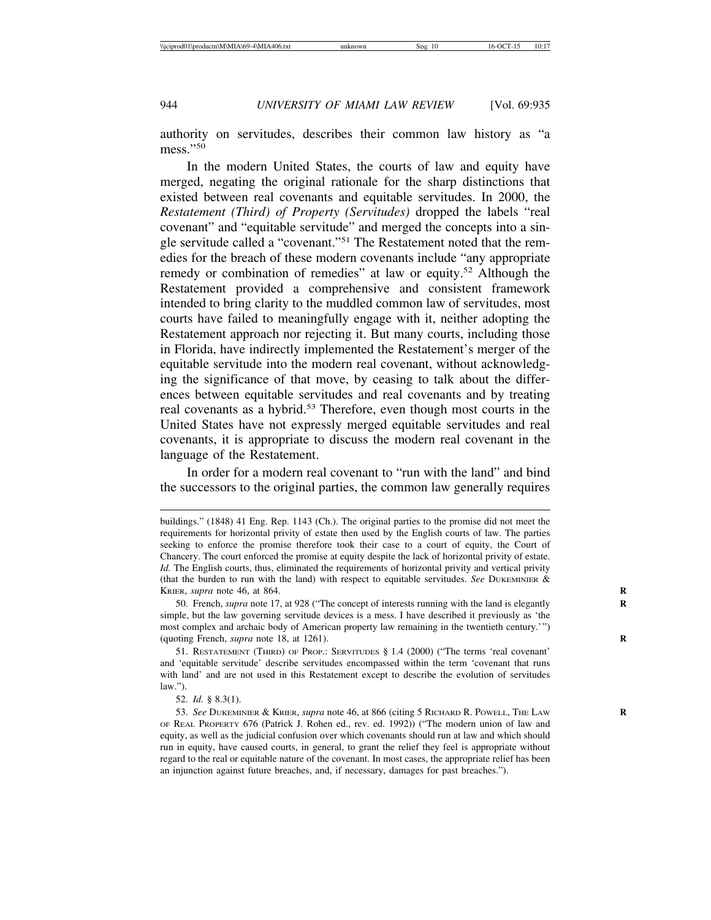authority on servitudes, describes their common law history as "a mess."[50]

In the modern United States, the courts of law and equity have merged, negating the original rationale for the sharp distinctions that existed between real covenants and equitable servitudes. In 2000, the *Restatement (Third) of Property (Servitudes)* dropped the labels "real covenant" and "equitable servitude" and merged the concepts into a single servitude called a "covenant."[51] The Restatement noted that the remedies for the breach of these modern covenants include "any appropriate remedy or combination of remedies" at law or equity.[52] Although the Restatement provided a comprehensive and consistent framework intended to bring clarity to the muddled common law of servitudes, most courts have failed to meaningfully engage with it, neither adopting the Restatement approach nor rejecting it. But many courts, including those in Florida, have indirectly implemented the Restatement's merger of the equitable servitude into the modern real covenant, without acknowledging the significance of that move, by ceasing to talk about the differences between equitable servitudes and real covenants and by treating real covenants as a hybrid.[53] Therefore, even though most courts in the United States have not expressly merged equitable servitudes and real covenants, it is appropriate to discuss the modern real covenant in the language of the Restatement.

In order for a modern real covenant to "run with the land" and bind the successors to the original parties, the common law generally requires

---

buildings." (1848) 41 Eng. Rep. 1143 (Ch.). The original parties to the promise did not meet the requirements for horizontal privity of estate then used by the English courts of law. The parties seeking to enforce the promise therefore took their case to a court of equity, the Court of Chancery. The court enforced the promise at equity despite the lack of horizontal privity of estate. *Id.* The English courts, thus, eliminated the requirements of horizontal privity and vertical privity (that the burden to run with the land) with respect to equitable servitudes. *See* DUKEMINIER & KRIER, *supra* note 46, at 864.

50. French, *supra* note 17, at 928 ("The concept of interests running with the land is elegantly simple, but the law governing servitude devices is a mess. I have described it previously as 'the most complex and archaic body of American property law remaining in the twentieth century.'") (quoting French, *supra* note 18, at 1261).

51. RESTATEMENT (THIRD) OF PROP.: SERVITUDES § 1.4 (2000) ("The terms 'real covenant' and 'equitable servitude' describe servitudes encompassed within the term 'covenant that runs with land' and are not used in this Restatement except to describe the evolution of servitudes law.").

52. *Id.* § 8.3(1).

53. *See* DUKEMINIER & KRIER, *supra* note 46, at 866 (citing 5 RICHARD R. POWELL, THE LAW OF REAL PROPERTY 676 (Patrick J. Rohen ed., rev. ed. 1992)) ("The modern union of law and equity, as well as the judicial confusion over which covenants should run at law and which should run in equity, have caused courts, in general, to grant the relief they feel is appropriate without regard to the real or equitable nature of the covenant. In most cases, the appropriate relief has been an injunction against future breaches, and, if necessary, damages for past breaches.").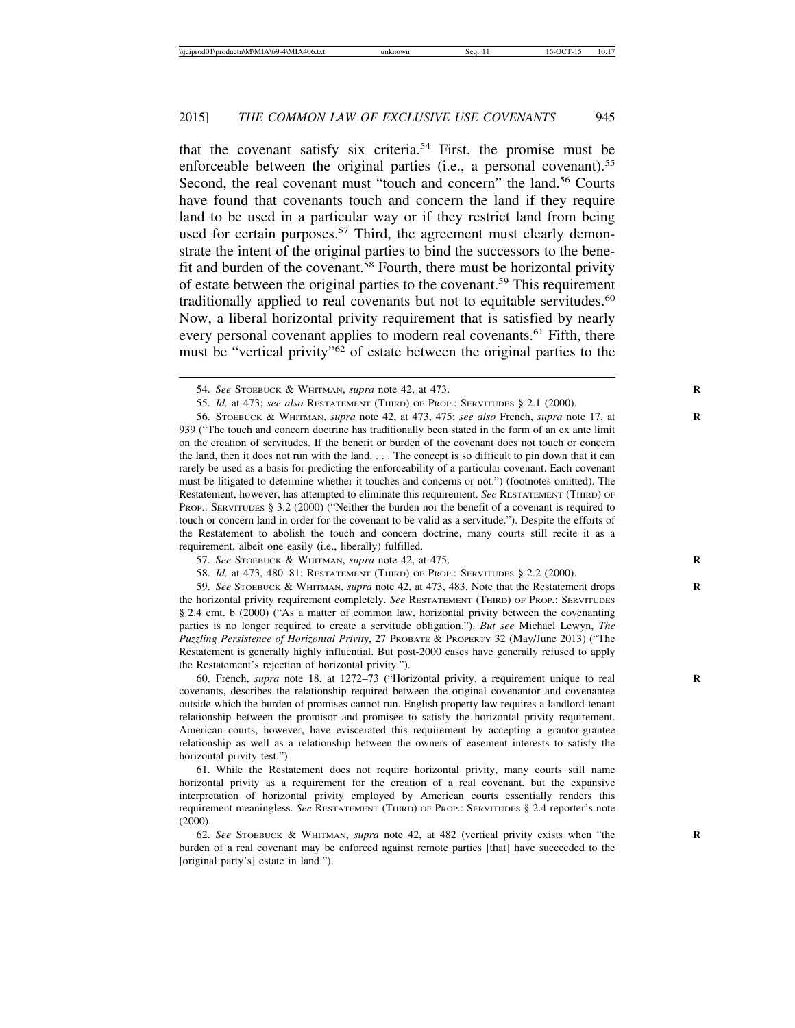that the covenant satisfy six criteria.[54] First, the promise must be enforceable between the original parties (i.e., a personal covenant).[55] Second, the real covenant must "touch and concern" the land.[56] Courts have found that covenants touch and concern the land if they require land to be used in a particular way or if they restrict land from being used for certain purposes.[57] Third, the agreement must clearly demonstrate the intent of the original parties to bind the successors to the benefit and burden of the covenant.[58] Fourth, there must be horizontal privity of estate between the original parties to the covenant.[59] This requirement traditionally applied to real covenants but not to equitable servitudes.[60] Now, a liberal horizontal privity requirement that is satisfied by nearly every personal covenant applies to modern real covenants.[61] Fifth, there must be "vertical privity"[62] of estate between the original parties to the

---

54. *See* STOEBUCK & WHITMAN, *supra* note 42, at 473.

55. *Id.* at 473; *see also* RESTATEMENT (THIRD) OF PROP.: SERVITUDES § 2.1 (2000).

56. STOEBUCK & WHITMAN, *supra* note 42, at 473, 475; *see also* French, *supra* note 17, at 939 ("The touch and concern doctrine has traditionally been stated in the form of an ex ante limit on the creation of servitudes. If the benefit or burden of the covenant does not touch or concern the land, then it does not run with the land. . . . The concept is so difficult to pin down that it can rarely be used as a basis for predicting the enforceability of a particular covenant. Each covenant must be litigated to determine whether it touches and concerns or not.") (footnotes omitted). The Restatement, however, has attempted to eliminate this requirement. *See* RESTATEMENT (THIRD) OF PROP.: SERVITUDES § 3.2 (2000) ("Neither the burden nor the benefit of a covenant is required to touch or concern land in order for the covenant to be valid as a servitude."). Despite the efforts of the Restatement to abolish the touch and concern doctrine, many courts still recite it as a requirement, albeit one easily (i.e., liberally) fulfilled.

57. *See* STOEBUCK & WHITMAN, *supra* note 42, at 475.

58. *Id.* at 473, 480–81; RESTATEMENT (THIRD) OF PROP.: SERVITUDES § 2.2 (2000).

59. *See* STOEBUCK & WHITMAN, *supra* note 42, at 473, 483. Note that the Restatement drops the horizontal privity requirement completely. *See* RESTATEMENT (THIRD) OF PROP.: SERVITUDES § 2.4 cmt. b (2000) ("As a matter of common law, horizontal privity between the covenanting parties is no longer required to create a servitude obligation."). *But see* Michael Lewyn, *The Puzzling Persistence of Horizontal Privity*, 27 PROBATE & PROPERTY 32 (May/June 2013) ("The Restatement is generally highly influential. But post-2000 cases have generally refused to apply the Restatement's rejection of horizontal privity.").

60. French, *supra* note 18, at 1272–73 ("Horizontal privity, a requirement unique to real covenants, describes the relationship required between the original covenantor and covenantee outside which the burden of promises cannot run. English property law requires a landlord-tenant relationship between the promisor and promisee to satisfy the horizontal privity requirement. American courts, however, have eviscerated this requirement by accepting a grantor-grantee relationship as well as a relationship between the owners of easement interests to satisfy the horizontal privity test.").

61. While the Restatement does not require horizontal privity, many courts still name horizontal privity as a requirement for the creation of a real covenant, but the expansive interpretation of horizontal privity employed by American courts essentially renders this requirement meaningless. *See* RESTATEMENT (THIRD) OF PROP.: SERVITUDES § 2.4 reporter's note (2000).

62. *See* STOEBUCK & WHITMAN, *supra* note 42, at 482 (vertical privity exists when "the burden of a real covenant may be enforced against remote parties [that] have succeeded to the [original party's] estate in land.").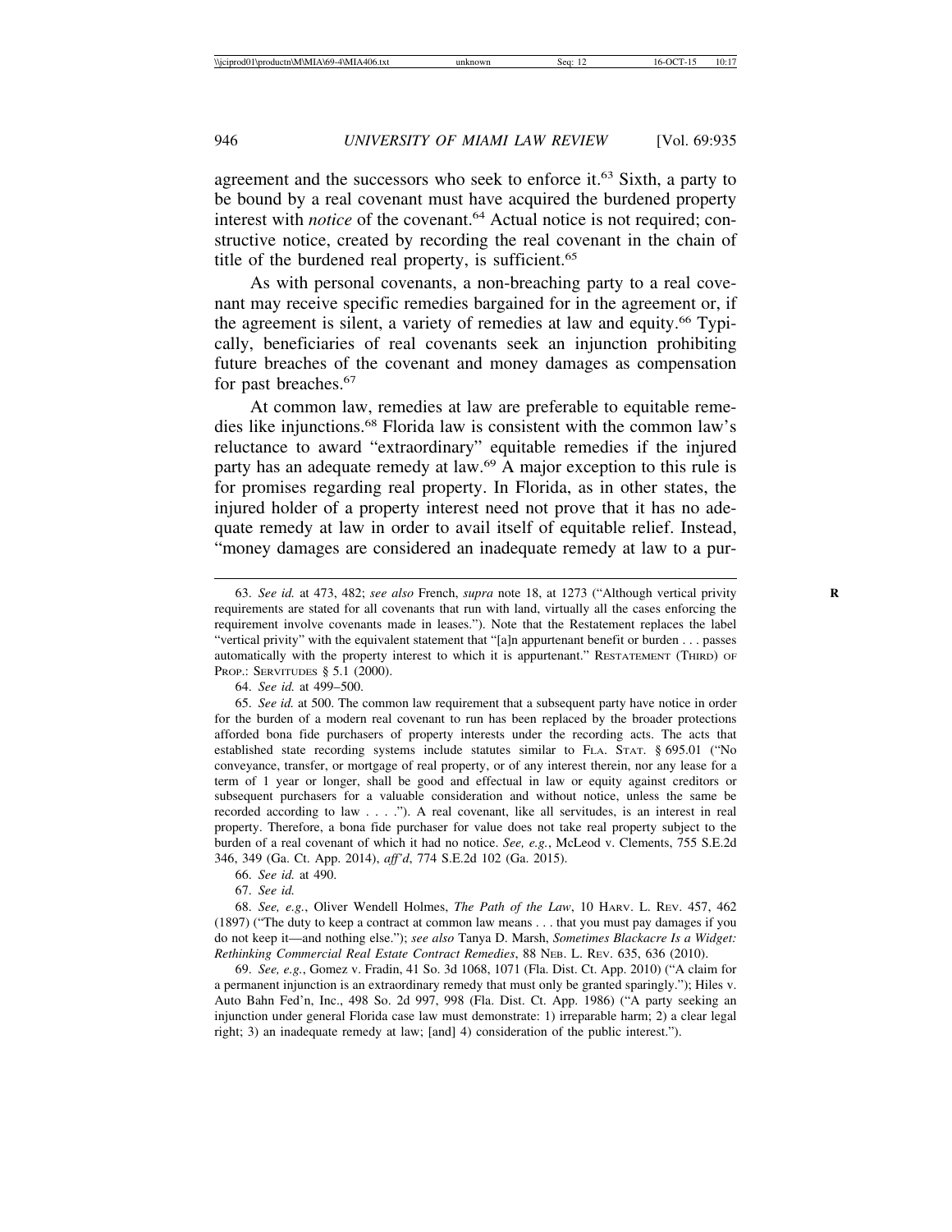agreement and the successors who seek to enforce it.[63] Sixth, a party to be bound by a real covenant must have acquired the burdened property interest with *notice* of the covenant.[64] Actual notice is not required; constructive notice, created by recording the real covenant in the chain of title of the burdened real property, is sufficient.[65]

As with personal covenants, a non-breaching party to a real covenant may receive specific remedies bargained for in the agreement or, if the agreement is silent, a variety of remedies at law and equity.[66] Typically, beneficiaries of real covenants seek an injunction prohibiting future breaches of the covenant and money damages as compensation for past breaches.[67]

At common law, remedies at law are preferable to equitable remedies like injunctions.[68] Florida law is consistent with the common law's reluctance to award "extraordinary" equitable remedies if the injured party has an adequate remedy at law.[69] A major exception to this rule is for promises regarding real property. In Florida, as in other states, the injured holder of a property interest need not prove that it has no adequate remedy at law in order to avail itself of equitable relief. Instead, "money damages are considered an inadequate remedy at law to a pur-

---

63. *See id.* at 473, 482; *see also* French, *supra* note 18, at 1273 ("Although vertical privity requirements are stated for all covenants that run with land, virtually all the cases enforcing the requirement involve covenants made in leases."). Note that the Restatement replaces the label "vertical privity" with the equivalent statement that "[a]n appurtenant benefit or burden . . . passes automatically with the property interest to which it is appurtenant." RESTATEMENT (THIRD) OF PROP.: SERVITUDES § 5.1 (2000).

64. *See id.* at 499–500.

65. *See id.* at 500. The common law requirement that a subsequent party have notice in order for the burden of a modern real covenant to run has been replaced by the broader protections afforded bona fide purchasers of property interests under the recording acts. The acts that established state recording systems include statutes similar to FLA. STAT. § 695.01 ("No conveyance, transfer, or mortgage of real property, or of any interest therein, nor any lease for a term of 1 year or longer, shall be good and effectual in law or equity against creditors or subsequent purchasers for a valuable consideration and without notice, unless the same be recorded according to law . . . ."). A real covenant, like all servitudes, is an interest in real property. Therefore, a bona fide purchaser for value does not take real property subject to the burden of a real covenant of which it had no notice. *See, e.g.*, McLeod v. Clements, 755 S.E.2d 346, 349 (Ga. Ct. App. 2014), *aff'd*, 774 S.E.2d 102 (Ga. 2015).

66. *See id.* at 490.

67. *See id.*

68. *See, e.g.*, Oliver Wendell Holmes, *The Path of the Law*, 10 HARV. L. REV. 457, 462 (1897) ("The duty to keep a contract at common law means . . . that you must pay damages if you do not keep it—and nothing else."); *see also* Tanya D. Marsh, *Sometimes Blackacre Is a Widget: Rethinking Commercial Real Estate Contract Remedies*, 88 NEB. L. REV. 635, 636 (2010).

69. *See, e.g.*, Gomez v. Fradin, 41 So. 3d 1068, 1071 (Fla. Dist. Ct. App. 2010) ("A claim for a permanent injunction is an extraordinary remedy that must only be granted sparingly."); Hiles v. Auto Bahn Fed'n, Inc., 498 So. 2d 997, 998 (Fla. Dist. Ct. App. 1986) ("A party seeking an injunction under general Florida case law must demonstrate: 1) irreparable harm; 2) a clear legal right; 3) an inadequate remedy at law; [and] 4) consideration of the public interest.").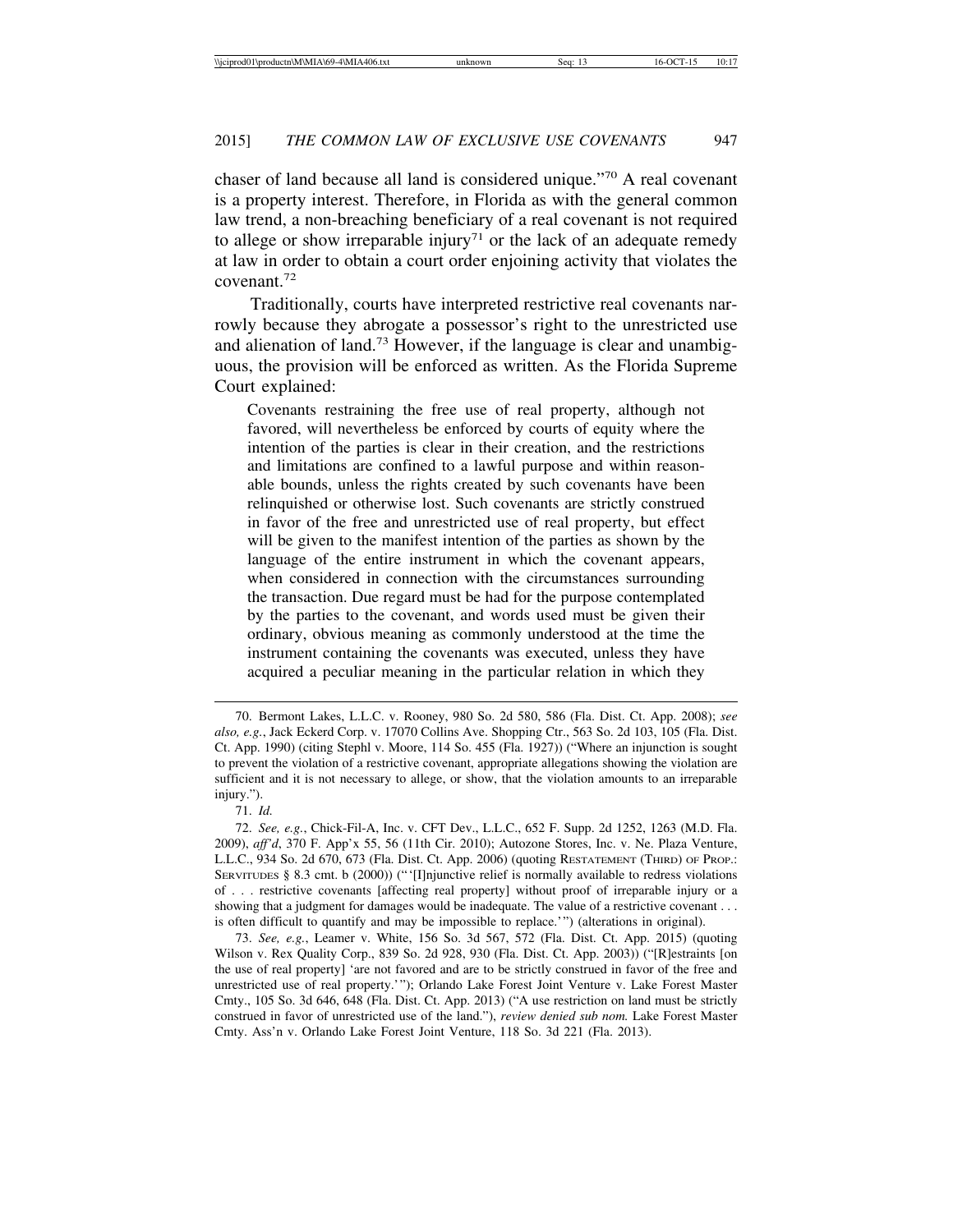chaser of land because all land is considered unique."[70] A real covenant is a property interest. Therefore, in Florida as with the general common law trend, a non-breaching beneficiary of a real covenant is not required to allege or show irreparable injury[71] or the lack of an adequate remedy at law in order to obtain a court order enjoining activity that violates the covenant.[72]

Traditionally, courts have interpreted restrictive real covenants narrowly because they abrogate a possessor's right to the unrestricted use and alienation of land.[73] However, if the language is clear and unambiguous, the provision will be enforced as written. As the Florida Supreme Court explained:

> Covenants restraining the free use of real property, although not favored, will nevertheless be enforced by courts of equity where the intention of the parties is clear in their creation, and the restrictions and limitations are confined to a lawful purpose and within reasonable bounds, unless the rights created by such covenants have been relinquished or otherwise lost. Such covenants are strictly construed in favor of the free and unrestricted use of real property, but effect will be given to the manifest intention of the parties as shown by the language of the entire instrument in which the covenant appears, when considered in connection with the circumstances surrounding the transaction. Due regard must be had for the purpose contemplated by the parties to the covenant, and words used must be given their ordinary, obvious meaning as commonly understood at the time the instrument containing the covenants was executed, unless they have acquired a peculiar meaning in the particular relation in which they

---

70. Bermont Lakes, L.L.C. v. Rooney, 980 So. 2d 580, 586 (Fla. Dist. Ct. App. 2008); *see also, e.g.*, Jack Eckerd Corp. v. 17070 Collins Ave. Shopping Ctr., 563 So. 2d 103, 105 (Fla. Dist. Ct. App. 1990) (citing Stephl v. Moore, 114 So. 455 (Fla. 1927)) ("Where an injunction is sought to prevent the violation of a restrictive covenant, appropriate allegations showing the violation are sufficient and it is not necessary to allege, or show, that the violation amounts to an irreparable injury.").

71. *Id.*

72. *See, e.g.*, Chick-Fil-A, Inc. v. CFT Dev., L.L.C., 652 F. Supp. 2d 1252, 1263 (M.D. Fla. 2009), *aff'd*, 370 F. App'x 55, 56 (11th Cir. 2010); Autozone Stores, Inc. v. Ne. Plaza Venture, L.L.C., 934 So. 2d 670, 673 (Fla. Dist. Ct. App. 2006) (quoting RESTATEMENT (THIRD) OF PROP.: SERVITUDES § 8.3 cmt. b (2000)) ("'[I]njunctive relief is normally available to redress violations of . . . restrictive covenants [affecting real property] without proof of irreparable injury or a showing that a judgment for damages would be inadequate. The value of a restrictive covenant . . . is often difficult to quantify and may be impossible to replace.'") (alterations in original).

73. *See, e.g.*, Leamer v. White, 156 So. 3d 567, 572 (Fla. Dist. Ct. App. 2015) (quoting Wilson v. Rex Quality Corp., 839 So. 2d 928, 930 (Fla. Dist. Ct. App. 2003)) ("[R]estraints [on the use of real property] 'are not favored and are to be strictly construed in favor of the free and unrestricted use of real property.'"); Orlando Lake Forest Joint Venture v. Lake Forest Master Cmty., 105 So. 3d 646, 648 (Fla. Dist. Ct. App. 2013) ("A use restriction on land must be strictly construed in favor of unrestricted use of the land."), *review denied sub nom.* Lake Forest Master Cmty. Ass'n v. Orlando Lake Forest Joint Venture, 118 So. 3d 221 (Fla. 2013).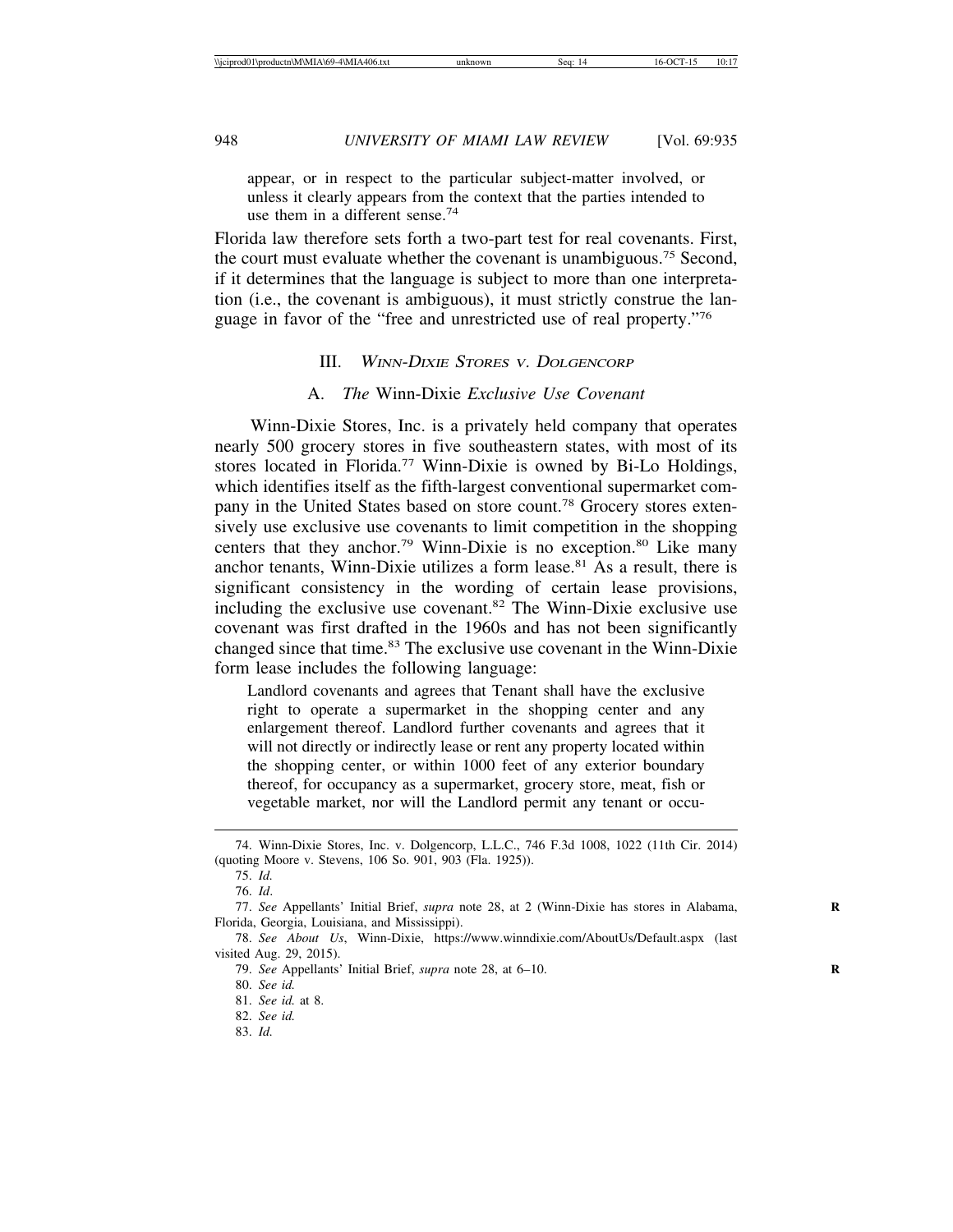appear, or in respect to the particular subject-matter involved, or unless it clearly appears from the context that the parties intended to use them in a different sense.[74]

Florida law therefore sets forth a two-part test for real covenants. First, the court must evaluate whether the covenant is unambiguous.[75] Second, if it determines that the language is subject to more than one interpretation (i.e., the covenant is ambiguous), it must strictly construe the language in favor of the "free and unrestricted use of real property."[76]

## III. *Winn-Dixie Stores v. Dolgencorp*

### A. *The* Winn-Dixie *Exclusive Use Covenant*

Winn-Dixie Stores, Inc. is a privately held company that operates nearly 500 grocery stores in five southeastern states, with most of its stores located in Florida.[77] Winn-Dixie is owned by Bi-Lo Holdings, which identifies itself as the fifth-largest conventional supermarket company in the United States based on store count.[78] Grocery stores extensively use exclusive use covenants to limit competition in the shopping centers that they anchor.[79] Winn-Dixie is no exception.[80] Like many anchor tenants, Winn-Dixie utilizes a form lease.[81] As a result, there is significant consistency in the wording of certain lease provisions, including the exclusive use covenant.[82] The Winn-Dixie exclusive use covenant was first drafted in the 1960s and has not been significantly changed since that time.[83] The exclusive use covenant in the Winn-Dixie form lease includes the following language:

> Landlord covenants and agrees that Tenant shall have the exclusive right to operate a supermarket in the shopping center and any enlargement thereof. Landlord further covenants and agrees that it will not directly or indirectly lease or rent any property located within the shopping center, or within 1000 feet of any exterior boundary thereof, for occupancy as a supermarket, grocery store, meat, fish or vegetable market, nor will the Landlord permit any tenant or occu-

---

74. Winn-Dixie Stores, Inc. v. Dolgencorp, L.L.C., 746 F.3d 1008, 1022 (11th Cir. 2014) (quoting Moore v. Stevens, 106 So. 901, 903 (Fla. 1925)).

75. *Id.*

76. *Id*.

77. *See* Appellants' Initial Brief, *supra* note 28, at 2 (Winn-Dixie has stores in Alabama, Florida, Georgia, Louisiana, and Mississippi).

78. *See About Us*, Winn-Dixie, https://www.winndixie.com/AboutUs/Default.aspx (last visited Aug. 29, 2015).

79. *See* Appellants' Initial Brief, *supra* note 28, at 6–10.

80. *See id.*

81. *See id.* at 8.

82. *See id.*

83. *Id.*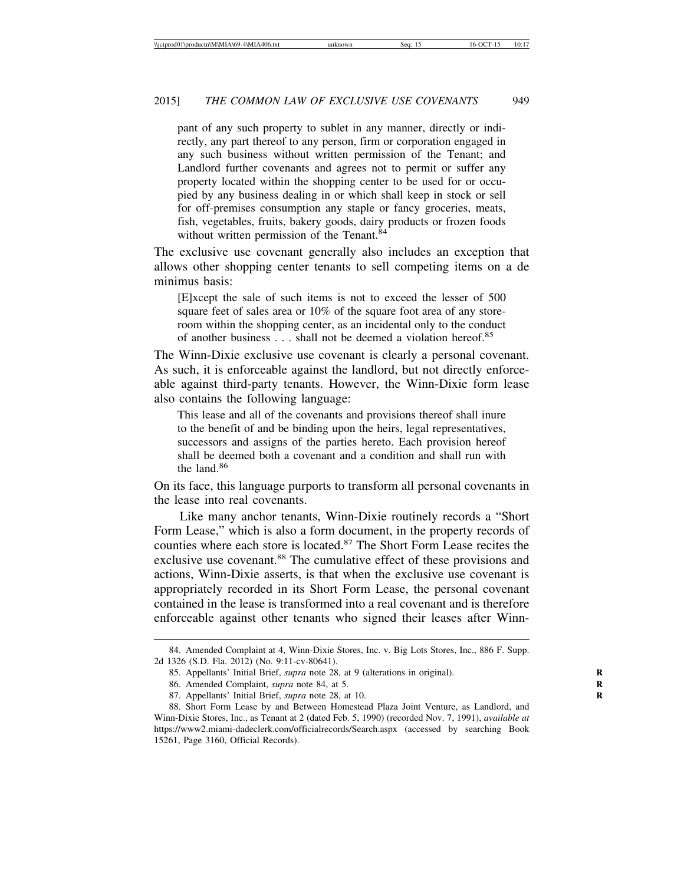pant of any such property to sublet in any manner, directly or indirectly, any part thereof to any person, firm or corporation engaged in any such business without written permission of the Tenant; and Landlord further covenants and agrees not to permit or suffer any property located within the shopping center to be used for or occupied by any business dealing in or which shall keep in stock or sell for off-premises consumption any staple or fancy groceries, meats, fish, vegetables, fruits, bakery goods, dairy products or frozen foods without written permission of the Tenant.[84]

The exclusive use covenant generally also includes an exception that allows other shopping center tenants to sell competing items on a de minimus basis:

> [E]xcept the sale of such items is not to exceed the lesser of 500 square feet of sales area or 10% of the square foot area of any storeroom within the shopping center, as an incidental only to the conduct of another business . . . shall not be deemed a violation hereof.[85]

The Winn-Dixie exclusive use covenant is clearly a personal covenant. As such, it is enforceable against the landlord, but not directly enforceable against third-party tenants. However, the Winn-Dixie form lease also contains the following language:

> This lease and all of the covenants and provisions thereof shall inure to the benefit of and be binding upon the heirs, legal representatives, successors and assigns of the parties hereto. Each provision hereof shall be deemed both a covenant and a condition and shall run with the land.[86]

On its face, this language purports to transform all personal covenants in the lease into real covenants.

Like many anchor tenants, Winn-Dixie routinely records a "Short Form Lease," which is also a form document, in the property records of counties where each store is located.[87] The Short Form Lease recites the exclusive use covenant.[88] The cumulative effect of these provisions and actions, Winn-Dixie asserts, is that when the exclusive use covenant is appropriately recorded in its Short Form Lease, the personal covenant contained in the lease is transformed into a real covenant and is therefore enforceable against other tenants who signed their leases after Winn-

---

84. Amended Complaint at 4, Winn-Dixie Stores, Inc. v. Big Lots Stores, Inc., 886 F. Supp. 2d 1326 (S.D. Fla. 2012) (No. 9:11-cv-80641).

85. Appellants' Initial Brief, *supra* note 28, at 9 (alterations in original).

86. Amended Complaint, *supra* note 84, at 5.

87. Appellants' Initial Brief, *supra* note 28, at 10.

88. Short Form Lease by and Between Homestead Plaza Joint Venture, as Landlord, and Winn-Dixie Stores, Inc., as Tenant at 2 (dated Feb. 5, 1990) (recorded Nov. 7, 1991), *available at* https://www2.miami-dadeclerk.com/officialrecords/Search.aspx (accessed by searching Book 15261, Page 3160, Official Records).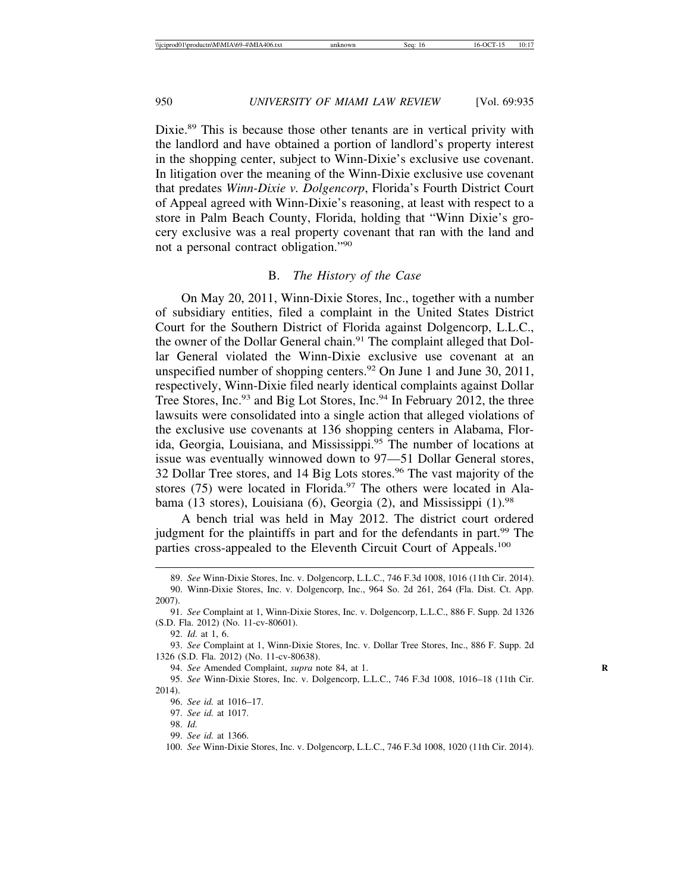Dixie.[89] This is because those other tenants are in vertical privity with the landlord and have obtained a portion of landlord's property interest in the shopping center, subject to Winn-Dixie's exclusive use covenant. In litigation over the meaning of the Winn-Dixie exclusive use covenant that predates *Winn-Dixie v. Dolgencorp*, Florida's Fourth District Court of Appeal agreed with Winn-Dixie's reasoning, at least with respect to a store in Palm Beach County, Florida, holding that "Winn Dixie's grocery exclusive was a real property covenant that ran with the land and not a personal contract obligation."[90]

### B. *The History of the Case*

On May 20, 2011, Winn-Dixie Stores, Inc., together with a number of subsidiary entities, filed a complaint in the United States District Court for the Southern District of Florida against Dolgencorp, L.L.C., the owner of the Dollar General chain.[91] The complaint alleged that Dollar General violated the Winn-Dixie exclusive use covenant at an unspecified number of shopping centers.[92] On June 1 and June 30, 2011, respectively, Winn-Dixie filed nearly identical complaints against Dollar Tree Stores, Inc.[93] and Big Lot Stores, Inc.[94] In February 2012, the three lawsuits were consolidated into a single action that alleged violations of the exclusive use covenants at 136 shopping centers in Alabama, Florida, Georgia, Louisiana, and Mississippi.[95] The number of locations at issue was eventually winnowed down to 97—51 Dollar General stores, 32 Dollar Tree stores, and 14 Big Lots stores.[96] The vast majority of the stores (75) were located in Florida.[97] The others were located in Alabama (13 stores), Louisiana (6), Georgia (2), and Mississippi (1).[98]

A bench trial was held in May 2012. The district court ordered judgment for the plaintiffs in part and for the defendants in part.[99] The parties cross-appealed to the Eleventh Circuit Court of Appeals.[100]

---

89. *See* Winn-Dixie Stores, Inc. v. Dolgencorp, L.L.C., 746 F.3d 1008, 1016 (11th Cir. 2014).

90. Winn-Dixie Stores, Inc. v. Dolgencorp, Inc., 964 So. 2d 261, 264 (Fla. Dist. Ct. App. 2007).

91. *See* Complaint at 1, Winn-Dixie Stores, Inc. v. Dolgencorp, L.L.C., 886 F. Supp. 2d 1326 (S.D. Fla. 2012) (No. 11-cv-80601).

92. *Id.* at 1, 6.

93. *See* Complaint at 1, Winn-Dixie Stores, Inc. v. Dollar Tree Stores, Inc., 886 F. Supp. 2d 1326 (S.D. Fla. 2012) (No. 11-cv-80638).

94. *See* Amended Complaint, *supra* note 84, at 1.

95. *See* Winn-Dixie Stores, Inc. v. Dolgencorp, L.L.C., 746 F.3d 1008, 1016–18 (11th Cir. 2014).

96. *See id.* at 1016–17.

97. *See id.* at 1017.

98. *Id.*

99. *See id.* at 1366.

100. *See* Winn-Dixie Stores, Inc. v. Dolgencorp, L.L.C., 746 F.3d 1008, 1020 (11th Cir. 2014).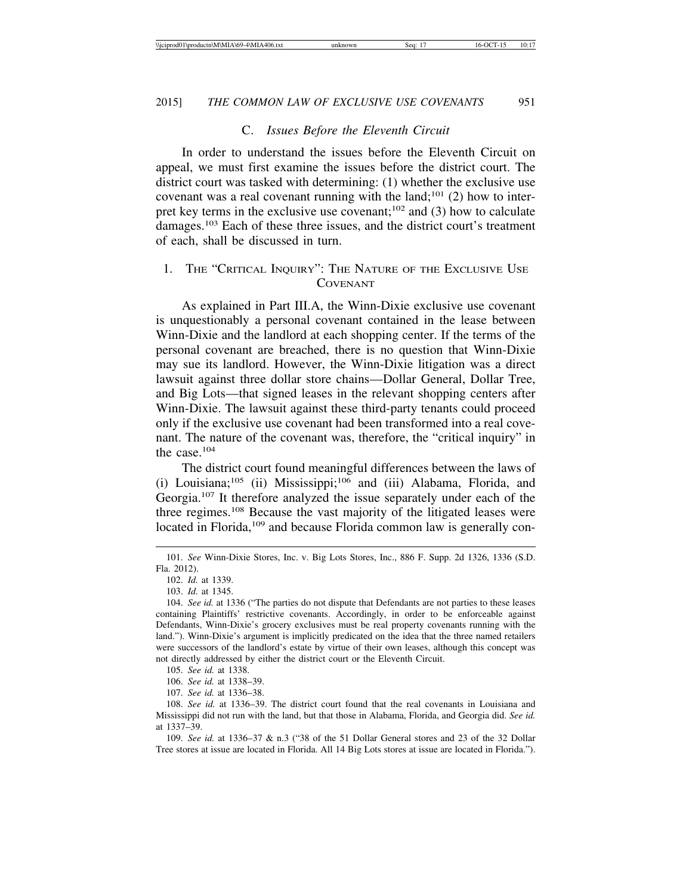### C. *Issues Before the Eleventh Circuit*

In order to understand the issues before the Eleventh Circuit on appeal, we must first examine the issues before the district court. The district court was tasked with determining: (1) whether the exclusive use covenant was a real covenant running with the land;[101] (2) how to interpret key terms in the exclusive use covenant;[102] and (3) how to calculate damages.[103] Each of these three issues, and the district court's treatment of each, shall be discussed in turn.

#### 1. The "Critical Inquiry": The Nature of the Exclusive Use Covenant

As explained in Part III.A, the Winn-Dixie exclusive use covenant is unquestionably a personal covenant contained in the lease between Winn-Dixie and the landlord at each shopping center. If the terms of the personal covenant are breached, there is no question that Winn-Dixie may sue its landlord. However, the Winn-Dixie litigation was a direct lawsuit against three dollar store chains—Dollar General, Dollar Tree, and Big Lots—that signed leases in the relevant shopping centers after Winn-Dixie. The lawsuit against these third-party tenants could proceed only if the exclusive use covenant had been transformed into a real covenant. The nature of the covenant was, therefore, the "critical inquiry" in the case.[104]

The district court found meaningful differences between the laws of (i) Louisiana;[105] (ii) Mississippi;[106] and (iii) Alabama, Florida, and Georgia.[107] It therefore analyzed the issue separately under each of the three regimes.[108] Because the vast majority of the litigated leases were located in Florida,[109] and because Florida common law is generally con-

---

101. *See* Winn-Dixie Stores, Inc. v. Big Lots Stores, Inc., 886 F. Supp. 2d 1326, 1336 (S.D. Fla. 2012).

102. *Id.* at 1339.

103. *Id.* at 1345.

104. *See id.* at 1336 ("The parties do not dispute that Defendants are not parties to these leases containing Plaintiffs' restrictive covenants. Accordingly, in order to be enforceable against Defendants, Winn-Dixie's grocery exclusives must be real property covenants running with the land."). Winn-Dixie's argument is implicitly predicated on the idea that the three named retailers were successors of the landlord's estate by virtue of their own leases, although this concept was not directly addressed by either the district court or the Eleventh Circuit.

105. *See id.* at 1338.

106. *See id.* at 1338–39.

107. *See id.* at 1336–38.

108. *See id.* at 1336–39. The district court found that the real covenants in Louisiana and Mississippi did not run with the land, but that those in Alabama, Florida, and Georgia did. *See id.* at 1337–39.

109. *See id.* at 1336–37 & n.3 ("38 of the 51 Dollar General stores and 23 of the 32 Dollar Tree stores at issue are located in Florida. All 14 Big Lots stores at issue are located in Florida.").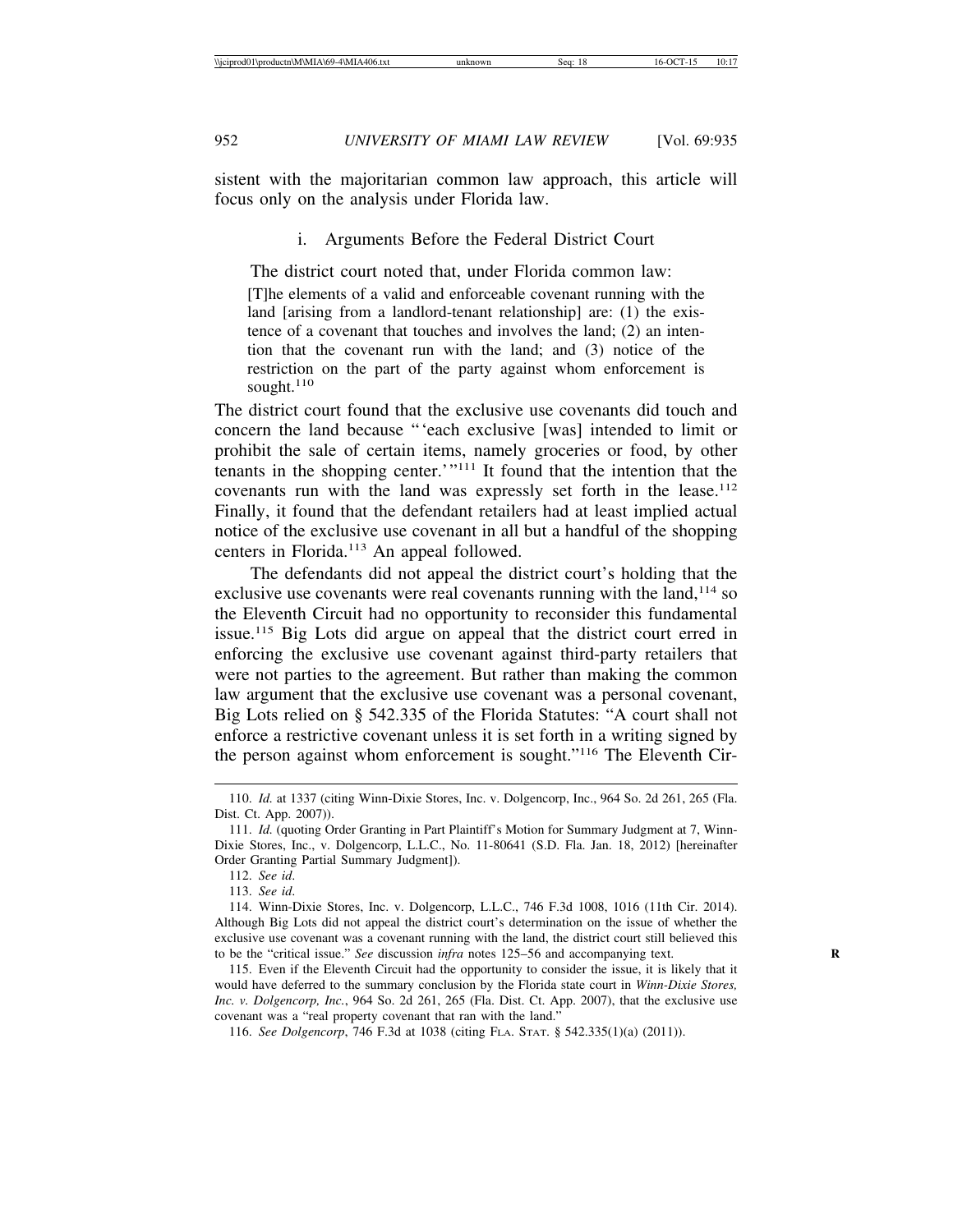sistent with the majoritarian common law approach, this article will focus only on the analysis under Florida law.

### i. Arguments Before the Federal District Court

The district court noted that, under Florida common law:

> [T]he elements of a valid and enforceable covenant running with the land [arising from a landlord-tenant relationship] are: (1) the existence of a covenant that touches and involves the land; (2) an intention that the covenant run with the land; and (3) notice of the restriction on the part of the party against whom enforcement is sought.[110]

The district court found that the exclusive use covenants did touch and concern the land because "'each exclusive [was] intended to limit or prohibit the sale of certain items, namely groceries or food, by other tenants in the shopping center.'"[111] It found that the intention that the covenants run with the land was expressly set forth in the lease.[112] Finally, it found that the defendant retailers had at least implied actual notice of the exclusive use covenant in all but a handful of the shopping centers in Florida.[113] An appeal followed.

The defendants did not appeal the district court's holding that the exclusive use covenants were real covenants running with the land,[114] so the Eleventh Circuit had no opportunity to reconsider this fundamental issue.[115] Big Lots did argue on appeal that the district court erred in enforcing the exclusive use covenant against third-party retailers that were not parties to the agreement. But rather than making the common law argument that the exclusive use covenant was a personal covenant, Big Lots relied on § 542.335 of the Florida Statutes: "A court shall not enforce a restrictive covenant unless it is set forth in a writing signed by the person against whom enforcement is sought."[116] The Eleventh Cir-

---

110. *Id.* at 1337 (citing Winn-Dixie Stores, Inc. v. Dolgencorp, Inc., 964 So. 2d 261, 265 (Fla. Dist. Ct. App. 2007)).

111. *Id.* (quoting Order Granting in Part Plaintiff's Motion for Summary Judgment at 7, Winn-Dixie Stores, Inc., v. Dolgencorp, L.L.C., No. 11-80641 (S.D. Fla. Jan. 18, 2012) [hereinafter Order Granting Partial Summary Judgment]).

112. *See id.*

113. *See id.*

114. Winn-Dixie Stores, Inc. v. Dolgencorp, L.L.C., 746 F.3d 1008, 1016 (11th Cir. 2014). Although Big Lots did not appeal the district court's determination on the issue of whether the exclusive use covenant was a covenant running with the land, the district court still believed this to be the "critical issue." *See* discussion *infra* notes 125–56 and accompanying text.

115. Even if the Eleventh Circuit had the opportunity to consider the issue, it is likely that it would have deferred to the summary conclusion by the Florida state court in *Winn-Dixie Stores, Inc. v. Dolgencorp, Inc.*, 964 So. 2d 261, 265 (Fla. Dist. Ct. App. 2007), that the exclusive use covenant was a "real property covenant that ran with the land."

116. *See Dolgencorp*, 746 F.3d at 1038 (citing FLA. STAT. § 542.335(1)(a) (2011)).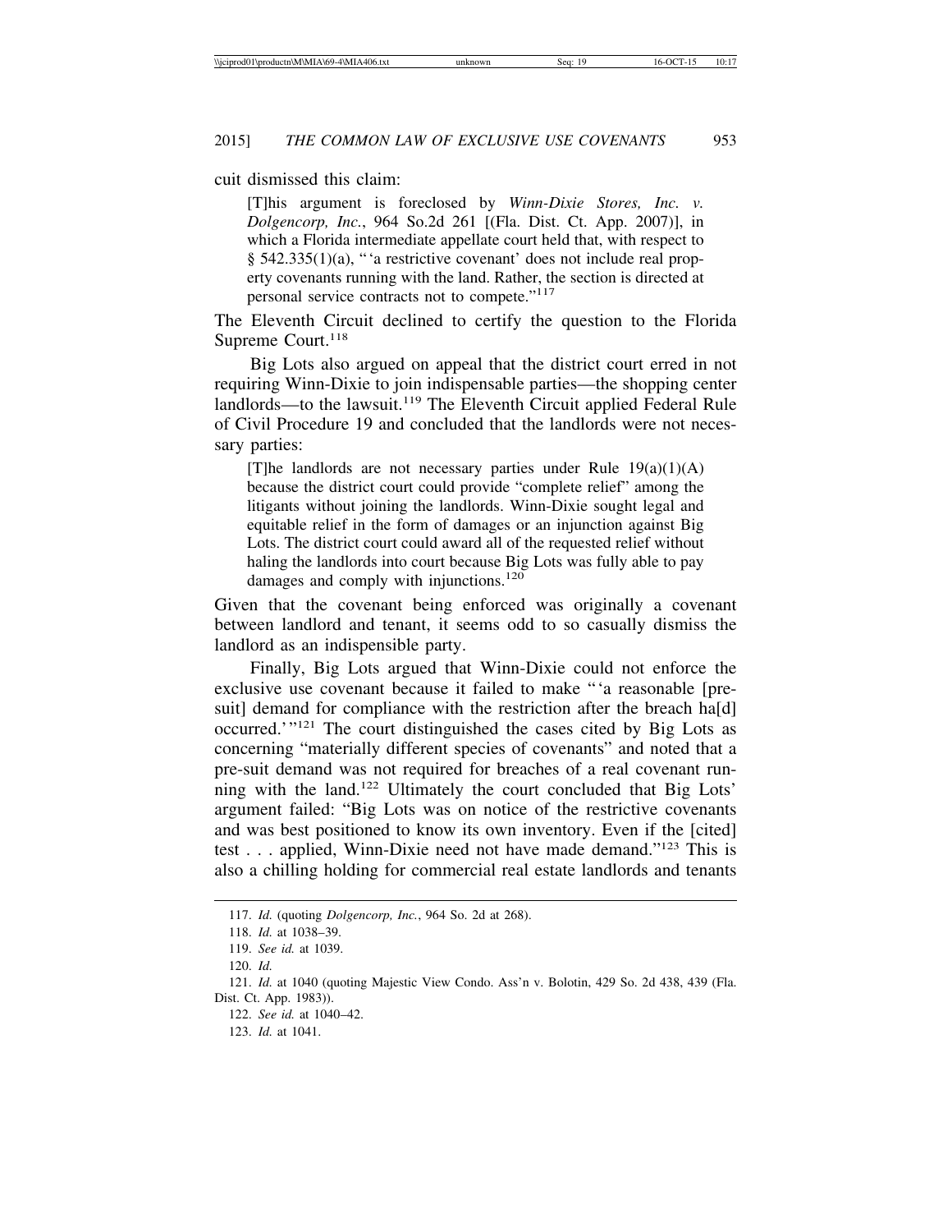cuit dismissed this claim:

> [T]his argument is foreclosed by *Winn-Dixie Stores, Inc. v. Dolgencorp, Inc.*, 964 So.2d 261 [(Fla. Dist. Ct. App. 2007)], in which a Florida intermediate appellate court held that, with respect to § 542.335(1)(a), "'a restrictive covenant' does not include real property covenants running with the land. Rather, the section is directed at personal service contracts not to compete."[117]

The Eleventh Circuit declined to certify the question to the Florida Supreme Court.[118]

Big Lots also argued on appeal that the district court erred in not requiring Winn-Dixie to join indispensable parties—the shopping center landlords—to the lawsuit.[119] The Eleventh Circuit applied Federal Rule of Civil Procedure 19 and concluded that the landlords were not necessary parties:

> [T]he landlords are not necessary parties under Rule 19(a)(1)(A) because the district court could provide "complete relief" among the litigants without joining the landlords. Winn-Dixie sought legal and equitable relief in the form of damages or an injunction against Big Lots. The district court could award all of the requested relief without haling the landlords into court because Big Lots was fully able to pay damages and comply with injunctions.[120]

Given that the covenant being enforced was originally a covenant between landlord and tenant, it seems odd to so casually dismiss the landlord as an indispensible party.

Finally, Big Lots argued that Winn-Dixie could not enforce the exclusive use covenant because it failed to make "'a reasonable [pre-suit] demand for compliance with the restriction after the breach ha[d] occurred.'"[121] The court distinguished the cases cited by Big Lots as concerning "materially different species of covenants" and noted that a pre-suit demand was not required for breaches of a real covenant running with the land.[122] Ultimately the court concluded that Big Lots' argument failed: "Big Lots was on notice of the restrictive covenants and was best positioned to know its own inventory. Even if the [cited] test . . . applied, Winn-Dixie need not have made demand."[123] This is also a chilling holding for commercial real estate landlords and tenants

117. *Id.* (quoting *Dolgencorp, Inc.*, 964 So. 2d at 268).

118. *Id.* at 1038–39.

119. *See id.* at 1039.

120. *Id.*

121. *Id.* at 1040 (quoting Majestic View Condo. Ass'n v. Bolotin, 429 So. 2d 438, 439 (Fla. Dist. Ct. App. 1983)).

122. *See id.* at 1040–42.

123. *Id.* at 1041.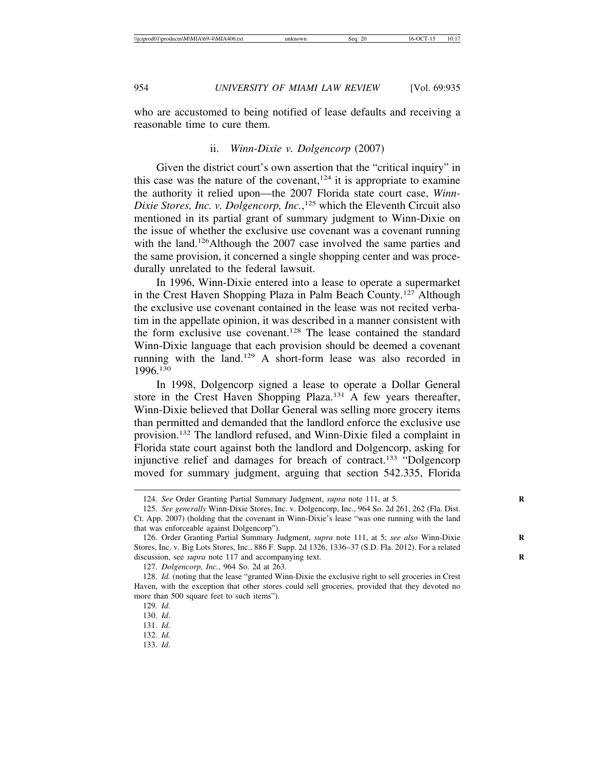who are accustomed to being notified of lease defaults and receiving a reasonable time to cure them.

### ii. *Winn-Dixie v. Dolgencorp* (2007)

Given the district court's own assertion that the "critical inquiry" in this case was the nature of the covenant,[124] it is appropriate to examine the authority it relied upon—the 2007 Florida state court case, *Winn-Dixie Stores, Inc. v. Dolgencorp, Inc.*,[125] which the Eleventh Circuit also mentioned in its partial grant of summary judgment to Winn-Dixie on the issue of whether the exclusive use covenant was a covenant running with the land.[126]Although the 2007 case involved the same parties and the same provision, it concerned a single shopping center and was procedurally unrelated to the federal lawsuit.

In 1996, Winn-Dixie entered into a lease to operate a supermarket in the Crest Haven Shopping Plaza in Palm Beach County.[127] Although the exclusive use covenant contained in the lease was not recited verbatim in the appellate opinion, it was described in a manner consistent with the form exclusive use covenant.[128] The lease contained the standard Winn-Dixie language that each provision should be deemed a covenant running with the land.[129] A short-form lease was also recorded in 1996.[130]

In 1998, Dolgencorp signed a lease to operate a Dollar General store in the Crest Haven Shopping Plaza.[131] A few years thereafter, Winn-Dixie believed that Dollar General was selling more grocery items than permitted and demanded that the landlord enforce the exclusive use provision.[132] The landlord refused, and Winn-Dixie filed a complaint in Florida state court against both the landlord and Dolgencorp, asking for injunctive relief and damages for breach of contract.[133] "Dolgencorp moved for summary judgment, arguing that section 542.335, Florida

---

124. *See* Order Granting Partial Summary Judgment, *supra* note 111, at 5.

125. *See generally* Winn-Dixie Stores, Inc. v. Dolgencorp, Inc., 964 So. 2d 261, 262 (Fla. Dist. Ct. App. 2007) (holding that the covenant in Winn-Dixie's lease "was one running with the land that was enforceable against Dolgencorp").

126. Order Granting Partial Summary Judgment, *supra* note 111, at 5; *see also* Winn-Dixie Stores, Inc. v. Big Lots Stores, Inc., 886 F. Supp. 2d 1326, 1336–37 (S.D. Fla. 2012). For a related discussion, see *supra* note 117 and accompanying text.

127. *Dolgencorp, Inc.*, 964 So. 2d at 263.

128. *Id.* (noting that the lease "granted Winn-Dixie the exclusive right to sell groceries in Crest Haven, with the exception that other stores could sell groceries, provided that they devoted no more than 500 square feet to such items").

129. *Id.*

130. *Id*.

131. *Id.*

132. *Id.*

133. *Id.*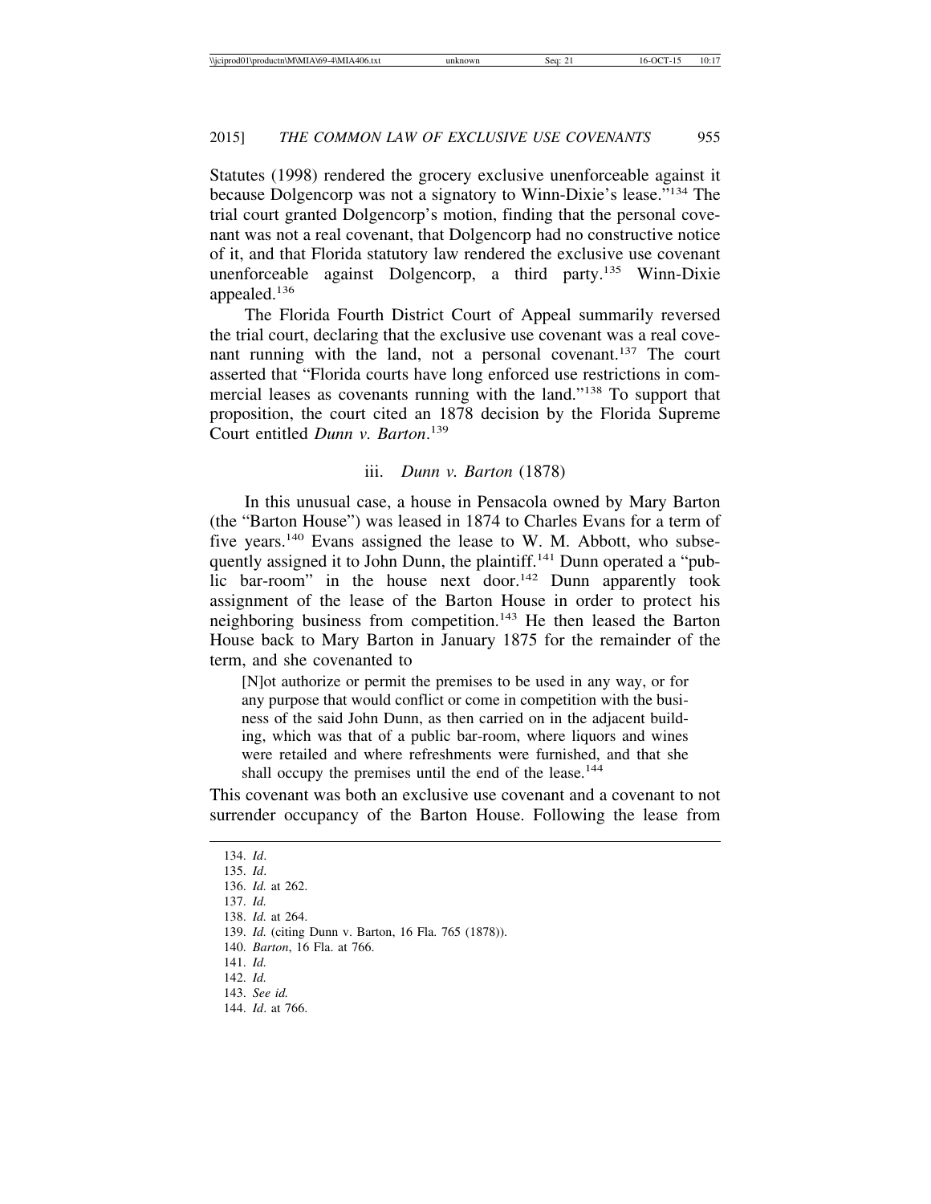Statutes (1998) rendered the grocery exclusive unenforceable against it because Dolgencorp was not a signatory to Winn-Dixie's lease."[134] The trial court granted Dolgencorp's motion, finding that the personal covenant was not a real covenant, that Dolgencorp had no constructive notice of it, and that Florida statutory law rendered the exclusive use covenant unenforceable against Dolgencorp, a third party.[135] Winn-Dixie appealed.[136]

The Florida Fourth District Court of Appeal summarily reversed the trial court, declaring that the exclusive use covenant was a real covenant running with the land, not a personal covenant.[137] The court asserted that "Florida courts have long enforced use restrictions in commercial leases as covenants running with the land."[138] To support that proposition, the court cited an 1878 decision by the Florida Supreme Court entitled *Dunn v. Barton*.[139]

### iii. *Dunn v. Barton* (1878)

In this unusual case, a house in Pensacola owned by Mary Barton (the "Barton House") was leased in 1874 to Charles Evans for a term of five years.[140] Evans assigned the lease to W. M. Abbott, who subsequently assigned it to John Dunn, the plaintiff.[141] Dunn operated a "public bar-room" in the house next door.[142] Dunn apparently took assignment of the lease of the Barton House in order to protect his neighboring business from competition.[143] He then leased the Barton House back to Mary Barton in January 1875 for the remainder of the term, and she covenanted to

> [N]ot authorize or permit the premises to be used in any way, or for any purpose that would conflict or come in competition with the business of the said John Dunn, as then carried on in the adjacent building, which was that of a public bar-room, where liquors and wines were retailed and where refreshments were furnished, and that she shall occupy the premises until the end of the lease.[144]

This covenant was both an exclusive use covenant and a covenant to not surrender occupancy of the Barton House. Following the lease from

---

134. *Id*.
135. *Id*.
136. *Id.* at 262.
137. *Id.*
138. *Id.* at 264.
139. *Id.* (citing Dunn v. Barton, 16 Fla. 765 (1878)).
140. *Barton*, 16 Fla. at 766.
141. *Id.*
142. *Id.*
143. *See id.*
144. *Id*. at 766.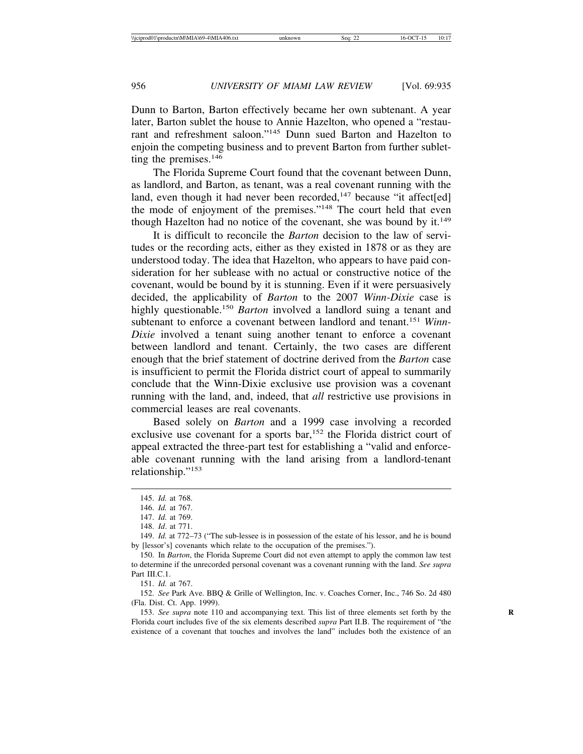Dunn to Barton, Barton effectively became her own subtenant. A year later, Barton sublet the house to Annie Hazelton, who opened a "restaurant and refreshment saloon."[145] Dunn sued Barton and Hazelton to enjoin the competing business and to prevent Barton from further subletting the premises.[146]

The Florida Supreme Court found that the covenant between Dunn, as landlord, and Barton, as tenant, was a real covenant running with the land, even though it had never been recorded,[147] because "it affect[ed] the mode of enjoyment of the premises."[148] The court held that even though Hazelton had no notice of the covenant, she was bound by it.[149]

It is difficult to reconcile the *Barton* decision to the law of servitudes or the recording acts, either as they existed in 1878 or as they are understood today. The idea that Hazelton, who appears to have paid consideration for her sublease with no actual or constructive notice of the covenant, would be bound by it is stunning. Even if it were persuasively decided, the applicability of *Barton* to the 2007 *Winn-Dixie* case is highly questionable.[150] *Barton* involved a landlord suing a tenant and subtenant to enforce a covenant between landlord and tenant.[151] *Winn-Dixie* involved a tenant suing another tenant to enforce a covenant between landlord and tenant. Certainly, the two cases are different enough that the brief statement of doctrine derived from the *Barton* case is insufficient to permit the Florida district court of appeal to summarily conclude that the Winn-Dixie exclusive use provision was a covenant running with the land, and, indeed, that *all* restrictive use provisions in commercial leases are real covenants.

Based solely on *Barton* and a 1999 case involving a recorded exclusive use covenant for a sports bar,[152] the Florida district court of appeal extracted the three-part test for establishing a "valid and enforceable covenant running with the land arising from a landlord-tenant relationship."[153]

---

145. *Id.* at 768.

146. *Id.* at 767.

147. *Id.* at 769.

148. *Id*. at 771.

149. *Id.* at 772–73 ("The sub-lessee is in possession of the estate of his lessor, and he is bound by [lessor's] covenants which relate to the occupation of the premises.").

150. In *Barton*, the Florida Supreme Court did not even attempt to apply the common law test to determine if the unrecorded personal covenant was a covenant running with the land. *See supra* Part III.C.1.

151. *Id.* at 767.

152. *See* Park Ave. BBQ & Grille of Wellington, Inc. v. Coaches Corner, Inc., 746 So. 2d 480 (Fla. Dist. Ct. App. 1999).

153. *See supra* note 110 and accompanying text. This list of three elements set forth by the Florida court includes five of the six elements described *supra* Part II.B. The requirement of "the existence of a covenant that touches and involves the land" includes both the existence of an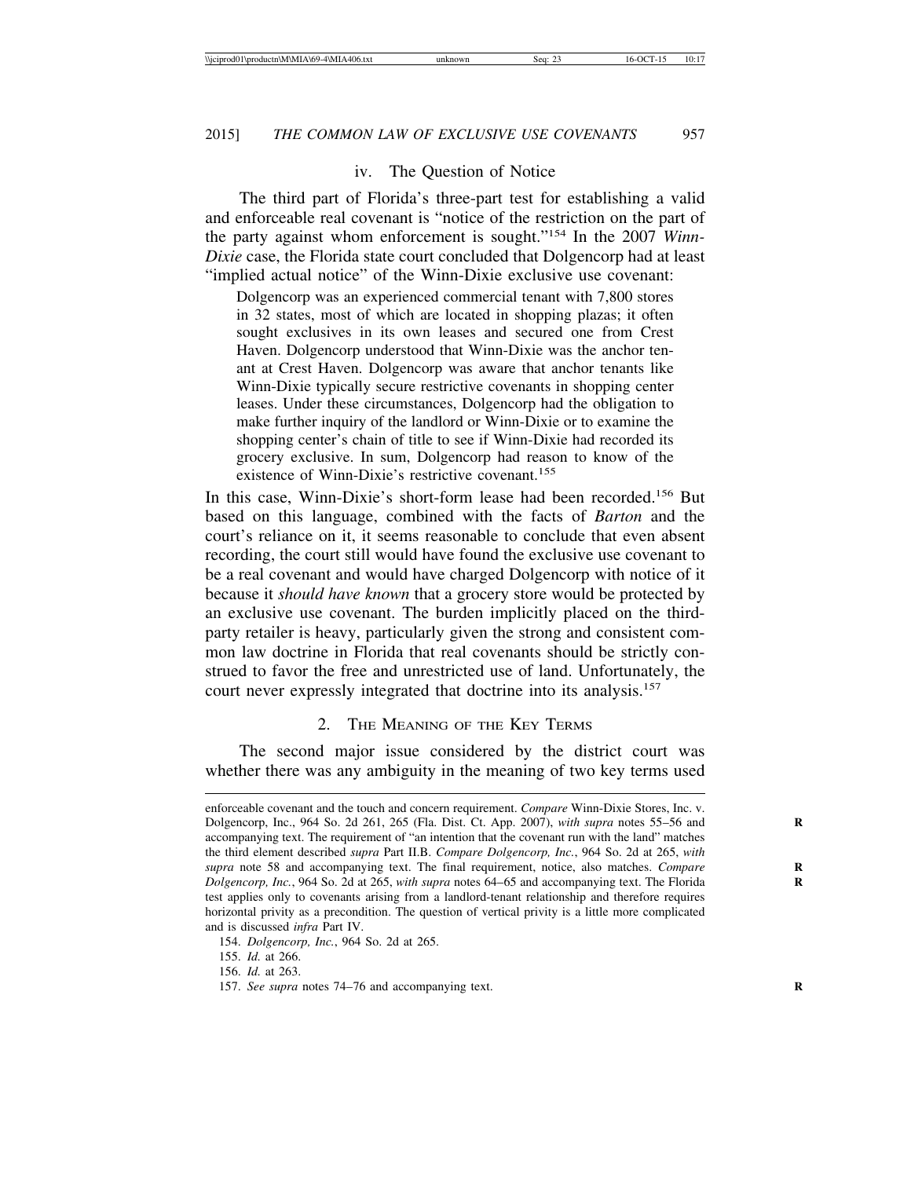### iv. The Question of Notice

The third part of Florida's three-part test for establishing a valid and enforceable real covenant is "notice of the restriction on the part of the party against whom enforcement is sought."[154] In the 2007 *Winn-Dixie* case, the Florida state court concluded that Dolgencorp had at least "implied actual notice" of the Winn-Dixie exclusive use covenant:

> Dolgencorp was an experienced commercial tenant with 7,800 stores in 32 states, most of which are located in shopping plazas; it often sought exclusives in its own leases and secured one from Crest Haven. Dolgencorp understood that Winn-Dixie was the anchor tenant at Crest Haven. Dolgencorp was aware that anchor tenants like Winn-Dixie typically secure restrictive covenants in shopping center leases. Under these circumstances, Dolgencorp had the obligation to make further inquiry of the landlord or Winn-Dixie or to examine the shopping center's chain of title to see if Winn-Dixie had recorded its grocery exclusive. In sum, Dolgencorp had reason to know of the existence of Winn-Dixie's restrictive covenant.[155]

In this case, Winn-Dixie's short-form lease had been recorded.[156] But based on this language, combined with the facts of *Barton* and the court's reliance on it, it seems reasonable to conclude that even absent recording, the court still would have found the exclusive use covenant to be a real covenant and would have charged Dolgencorp with notice of it because it *should have known* that a grocery store would be protected by an exclusive use covenant. The burden implicitly placed on the third-party retailer is heavy, particularly given the strong and consistent common law doctrine in Florida that real covenants should be strictly construed to favor the free and unrestricted use of land. Unfortunately, the court never expressly integrated that doctrine into its analysis.[157]

## 2. The Meaning of the Key Terms

The second major issue considered by the district court was whether there was any ambiguity in the meaning of two key terms used

---

enforceable covenant and the touch and concern requirement. *Compare* Winn-Dixie Stores, Inc. v. Dolgencorp, Inc., 964 So. 2d 261, 265 (Fla. Dist. Ct. App. 2007), *with supra* notes 55–56 and accompanying text. The requirement of "an intention that the covenant run with the land" matches the third element described *supra* Part II.B. *Compare Dolgencorp, Inc.*, 964 So. 2d at 265, *with supra* note 58 and accompanying text. The final requirement, notice, also matches. *Compare Dolgencorp, Inc.*, 964 So. 2d at 265, *with supra* notes 64–65 and accompanying text. The Florida test applies only to covenants arising from a landlord-tenant relationship and therefore requires horizontal privity as a precondition. The question of vertical privity is a little more complicated and is discussed *infra* Part IV.

154. *Dolgencorp, Inc.*, 964 So. 2d at 265.

155. *Id.* at 266.

156. *Id.* at 263.

157. *See supra* notes 74–76 and accompanying text.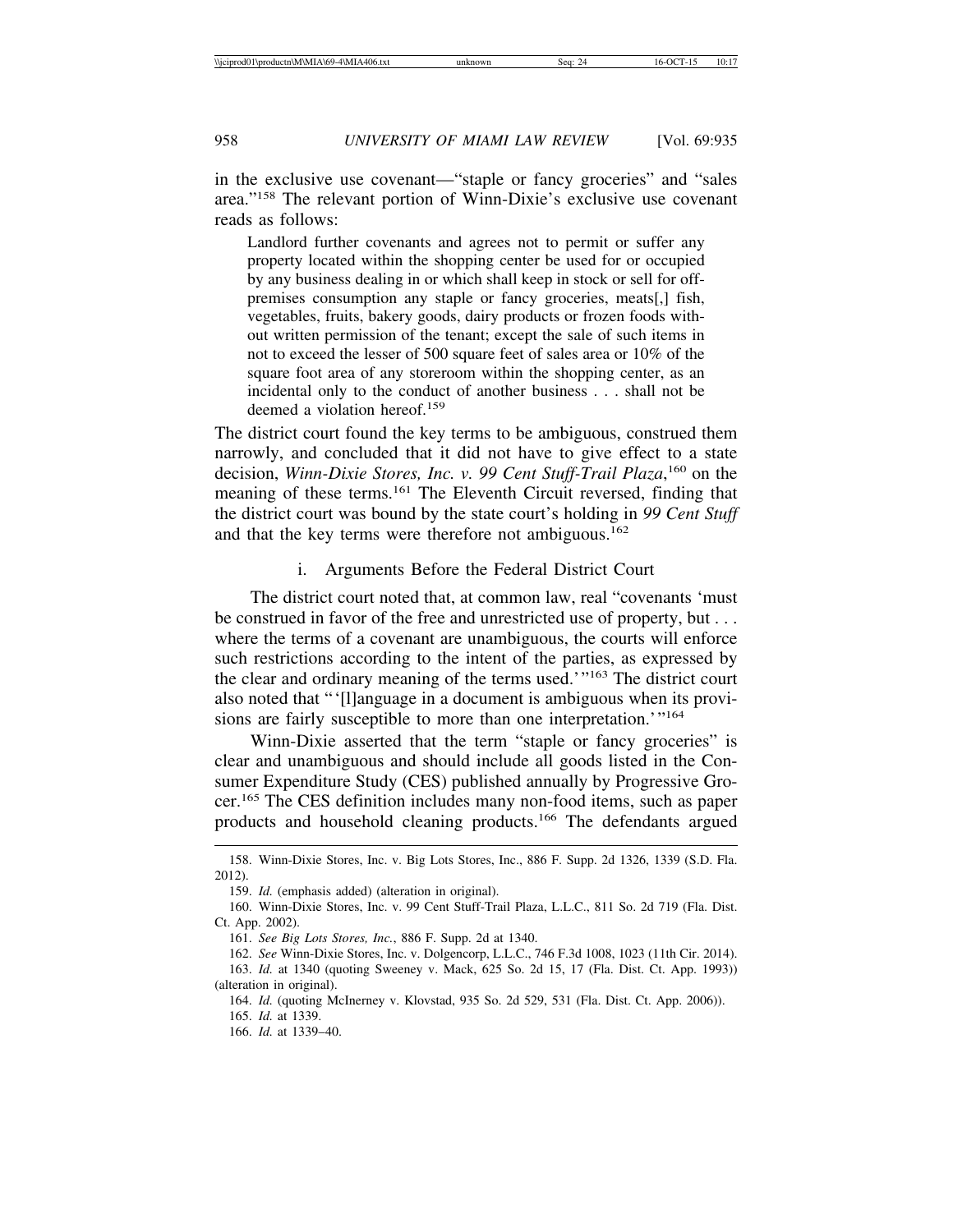in the exclusive use covenant—"staple or fancy groceries" and "sales area."[158] The relevant portion of Winn-Dixie's exclusive use covenant reads as follows:

> Landlord further covenants and agrees not to permit or suffer any property located within the shopping center be used for or occupied by any business dealing in or which shall keep in stock or sell for off-premises consumption any staple or fancy groceries, meats[,] fish, vegetables, fruits, bakery goods, dairy products or frozen foods without written permission of the tenant; except the sale of such items in not to exceed the lesser of 500 square feet of sales area or 10% of the square foot area of any storeroom within the shopping center, as an incidental only to the conduct of another business . . . shall not be deemed a violation hereof.[159]

The district court found the key terms to be ambiguous, construed them narrowly, and concluded that it did not have to give effect to a state decision, *Winn-Dixie Stores, Inc. v. 99 Cent Stuff-Trail Plaza*,[160] on the meaning of these terms.[161] The Eleventh Circuit reversed, finding that the district court was bound by the state court's holding in *99 Cent Stuff* and that the key terms were therefore not ambiguous.[162]

### i. Arguments Before the Federal District Court

The district court noted that, at common law, real "covenants 'must be construed in favor of the free and unrestricted use of property, but . . . where the terms of a covenant are unambiguous, the courts will enforce such restrictions according to the intent of the parties, as expressed by the clear and ordinary meaning of the terms used.'"[163] The district court also noted that "'[l]anguage in a document is ambiguous when its provisions are fairly susceptible to more than one interpretation.'"[164]

Winn-Dixie asserted that the term "staple or fancy groceries" is clear and unambiguous and should include all goods listed in the Consumer Expenditure Study (CES) published annually by Progressive Grocer.[165] The CES definition includes many non-food items, such as paper products and household cleaning products.[166] The defendants argued

---

158. Winn-Dixie Stores, Inc. v. Big Lots Stores, Inc., 886 F. Supp. 2d 1326, 1339 (S.D. Fla. 2012).

159. *Id.* (emphasis added) (alteration in original).

160. Winn-Dixie Stores, Inc. v. 99 Cent Stuff-Trail Plaza, L.L.C., 811 So. 2d 719 (Fla. Dist. Ct. App. 2002).

161. *See Big Lots Stores, Inc.*, 886 F. Supp. 2d at 1340.

162. *See* Winn-Dixie Stores, Inc. v. Dolgencorp, L.L.C., 746 F.3d 1008, 1023 (11th Cir. 2014).

163. *Id.* at 1340 (quoting Sweeney v. Mack, 625 So. 2d 15, 17 (Fla. Dist. Ct. App. 1993)) (alteration in original).

164. *Id.* (quoting McInerney v. Klovstad, 935 So. 2d 529, 531 (Fla. Dist. Ct. App. 2006)).

165. *Id.* at 1339.

166. *Id.* at 1339–40.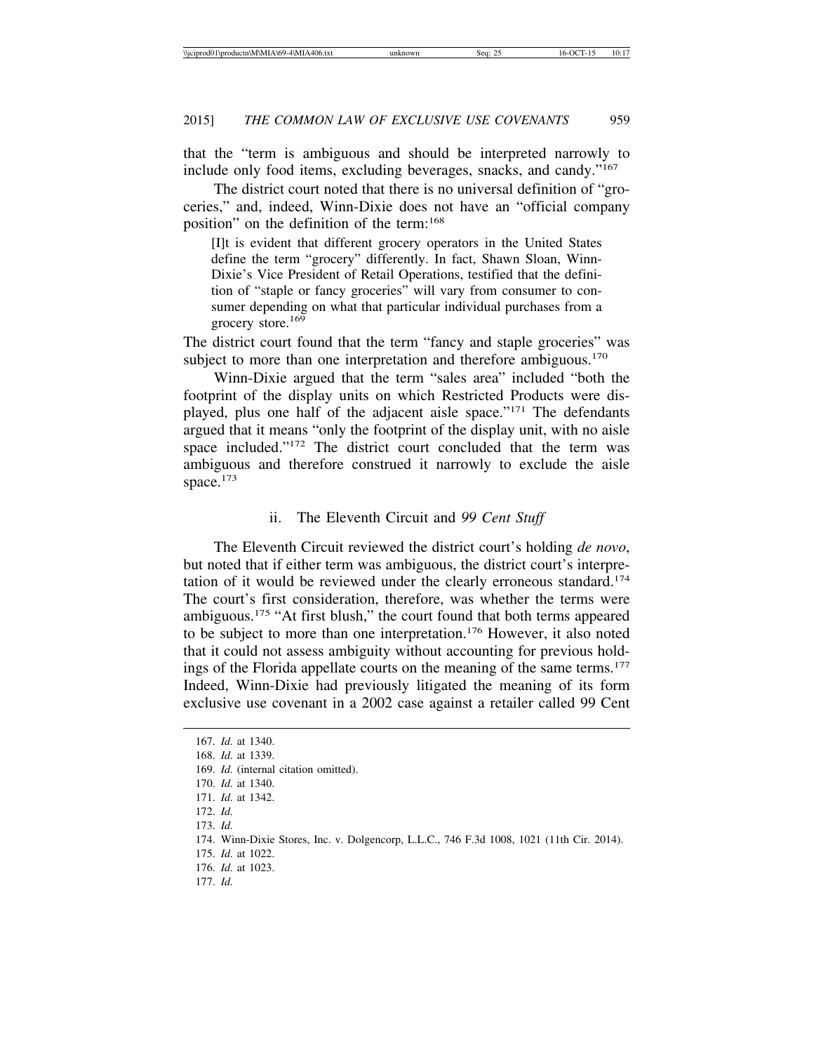that the "term is ambiguous and should be interpreted narrowly to include only food items, excluding beverages, snacks, and candy."[167]

The district court noted that there is no universal definition of "groceries," and, indeed, Winn-Dixie does not have an "official company position" on the definition of the term:[168]

> [I]t is evident that different grocery operators in the United States define the term "grocery" differently. In fact, Shawn Sloan, Winn-Dixie's Vice President of Retail Operations, testified that the definition of "staple or fancy groceries" will vary from consumer to consumer depending on what that particular individual purchases from a grocery store.[169]

The district court found that the term "fancy and staple groceries" was subject to more than one interpretation and therefore ambiguous.[170]

Winn-Dixie argued that the term "sales area" included "both the footprint of the display units on which Restricted Products were displayed, plus one half of the adjacent aisle space."[171] The defendants argued that it means "only the footprint of the display unit, with no aisle space included."[172] The district court concluded that the term was ambiguous and therefore construed it narrowly to exclude the aisle space.[173]

### ii. The Eleventh Circuit and *99 Cent Stuff*

The Eleventh Circuit reviewed the district court's holding *de novo*, but noted that if either term was ambiguous, the district court's interpretation of it would be reviewed under the clearly erroneous standard.[174] The court's first consideration, therefore, was whether the terms were ambiguous.[175] "At first blush," the court found that both terms appeared to be subject to more than one interpretation.[176] However, it also noted that it could not assess ambiguity without accounting for previous holdings of the Florida appellate courts on the meaning of the same terms.[177] Indeed, Winn-Dixie had previously litigated the meaning of its form exclusive use covenant in a 2002 case against a retailer called 99 Cent

---

167. *Id.* at 1340.
168. *Id.* at 1339.
169. *Id.* (internal citation omitted).
170. *Id.* at 1340.
171. *Id.* at 1342.
172. *Id.*
173. *Id.*
174. Winn-Dixie Stores, Inc. v. Dolgencorp, L.L.C., 746 F.3d 1008, 1021 (11th Cir. 2014).
175. *Id.* at 1022.
176. *Id.* at 1023.
177. *Id.*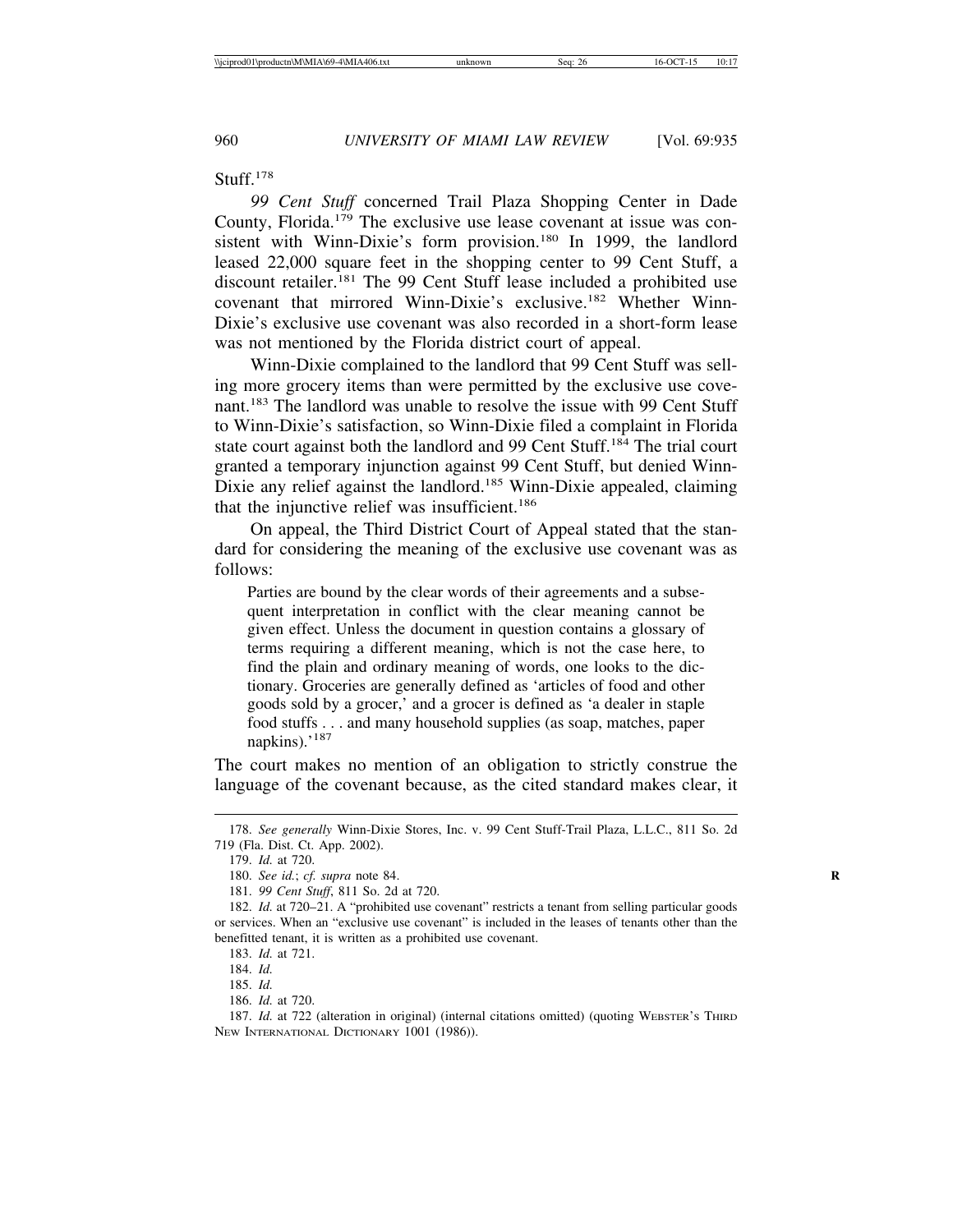Stuff.[178]

*99 Cent Stuff* concerned Trail Plaza Shopping Center in Dade County, Florida.[179] The exclusive use lease covenant at issue was consistent with Winn-Dixie's form provision.[180] In 1999, the landlord leased 22,000 square feet in the shopping center to 99 Cent Stuff, a discount retailer.[181] The 99 Cent Stuff lease included a prohibited use covenant that mirrored Winn-Dixie's exclusive.[182] Whether Winn-Dixie's exclusive use covenant was also recorded in a short-form lease was not mentioned by the Florida district court of appeal.

Winn-Dixie complained to the landlord that 99 Cent Stuff was selling more grocery items than were permitted by the exclusive use covenant.[183] The landlord was unable to resolve the issue with 99 Cent Stuff to Winn-Dixie's satisfaction, so Winn-Dixie filed a complaint in Florida state court against both the landlord and 99 Cent Stuff.[184] The trial court granted a temporary injunction against 99 Cent Stuff, but denied Winn-Dixie any relief against the landlord.[185] Winn-Dixie appealed, claiming that the injunctive relief was insufficient.[186]

On appeal, the Third District Court of Appeal stated that the standard for considering the meaning of the exclusive use covenant was as follows:

> Parties are bound by the clear words of their agreements and a subsequent interpretation in conflict with the clear meaning cannot be given effect. Unless the document in question contains a glossary of terms requiring a different meaning, which is not the case here, to find the plain and ordinary meaning of words, one looks to the dictionary. Groceries are generally defined as 'articles of food and other goods sold by a grocer,' and a grocer is defined as 'a dealer in staple food stuffs . . . and many household supplies (as soap, matches, paper napkins).'[187]

The court makes no mention of an obligation to strictly construe the language of the covenant because, as the cited standard makes clear, it

---

178. *See generally* Winn-Dixie Stores, Inc. v. 99 Cent Stuff-Trail Plaza, L.L.C., 811 So. 2d 719 (Fla. Dist. Ct. App. 2002).

179. *Id.* at 720.

180. *See id.*; *cf. supra* note 84.

181. *99 Cent Stuff*, 811 So. 2d at 720.

182. *Id.* at 720–21. A "prohibited use covenant" restricts a tenant from selling particular goods or services. When an "exclusive use covenant" is included in the leases of tenants other than the benefitted tenant, it is written as a prohibited use covenant.

183. *Id.* at 721.

184. *Id.*

185. *Id.*

186. *Id.* at 720.

187. *Id.* at 722 (alteration in original) (internal citations omitted) (quoting Webster's Third New International Dictionary 1001 (1986)).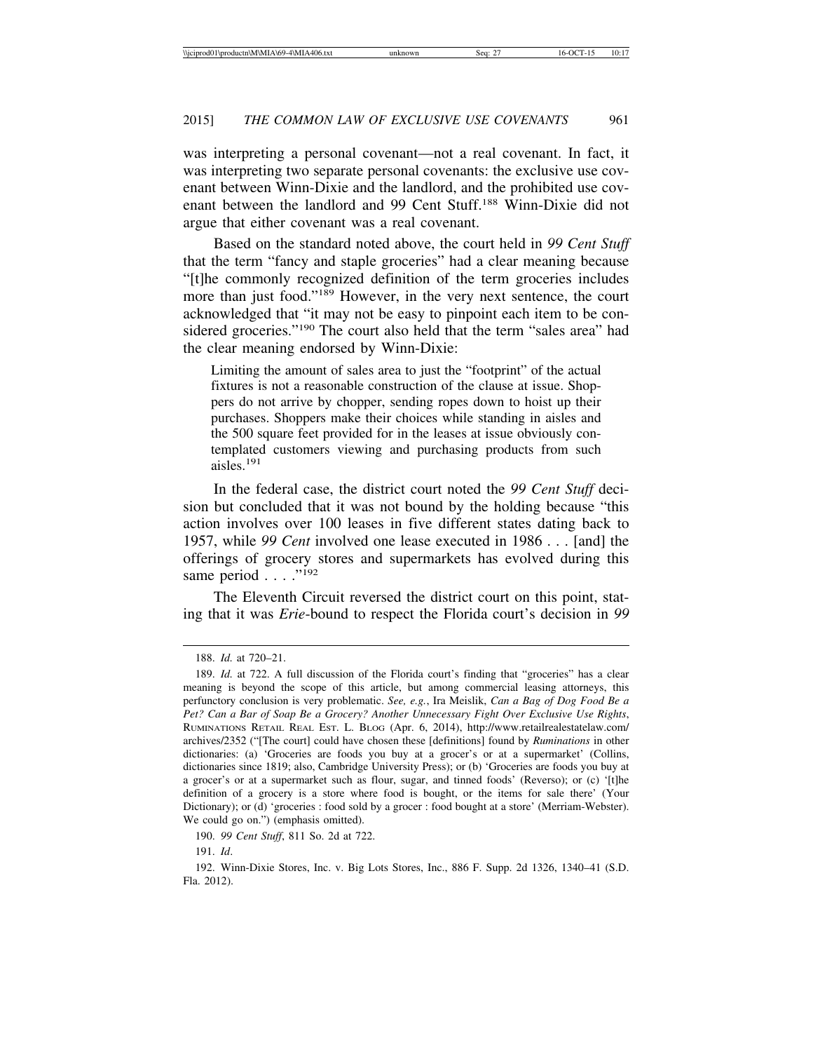was interpreting a personal covenant—not a real covenant. In fact, it was interpreting two separate personal covenants: the exclusive use covenant between Winn-Dixie and the landlord, and the prohibited use covenant between the landlord and 99 Cent Stuff.[188] Winn-Dixie did not argue that either covenant was a real covenant.

Based on the standard noted above, the court held in *99 Cent Stuff* that the term "fancy and staple groceries" had a clear meaning because "[t]he commonly recognized definition of the term groceries includes more than just food."[189] However, in the very next sentence, the court acknowledged that "it may not be easy to pinpoint each item to be considered groceries."[190] The court also held that the term "sales area" had the clear meaning endorsed by Winn-Dixie:

> Limiting the amount of sales area to just the "footprint" of the actual fixtures is not a reasonable construction of the clause at issue. Shoppers do not arrive by chopper, sending ropes down to hoist up their purchases. Shoppers make their choices while standing in aisles and the 500 square feet provided for in the leases at issue obviously contemplated customers viewing and purchasing products from such aisles.[191]

In the federal case, the district court noted the *99 Cent Stuff* decision but concluded that it was not bound by the holding because "this action involves over 100 leases in five different states dating back to 1957, while *99 Cent* involved one lease executed in 1986 . . . [and] the offerings of grocery stores and supermarkets has evolved during this same period . . . ."[192]

The Eleventh Circuit reversed the district court on this point, stating that it was *Erie*-bound to respect the Florida court's decision in *99*

---

188. *Id.* at 720–21.

189. *Id.* at 722. A full discussion of the Florida court's finding that "groceries" has a clear meaning is beyond the scope of this article, but among commercial leasing attorneys, this perfunctory conclusion is very problematic. *See, e.g.*, Ira Meislik, *Can a Bag of Dog Food Be a Pet? Can a Bar of Soap Be a Grocery? Another Unnecessary Fight Over Exclusive Use Rights*, RUMINATIONS RETAIL REAL EST. L. BLOG (Apr. 6, 2014), http://www.retailrealestatelaw.com/archives/2352 ("[The court] could have chosen these [definitions] found by *Ruminations* in other dictionaries: (a) 'Groceries are foods you buy at a grocer's or at a supermarket' (Collins, dictionaries since 1819; also, Cambridge University Press); or (b) 'Groceries are foods you buy at a grocer's or at a supermarket such as flour, sugar, and tinned foods' (Reverso); or (c) '[t]he definition of a grocery is a store where food is bought, or the items for sale there' (Your Dictionary); or (d) 'groceries : food sold by a grocer : food bought at a store' (Merriam-Webster). We could go on.") (emphasis omitted).

190. *99 Cent Stuff*, 811 So. 2d at 722.

191. *Id*.

192. Winn-Dixie Stores, Inc. v. Big Lots Stores, Inc., 886 F. Supp. 2d 1326, 1340–41 (S.D. Fla. 2012).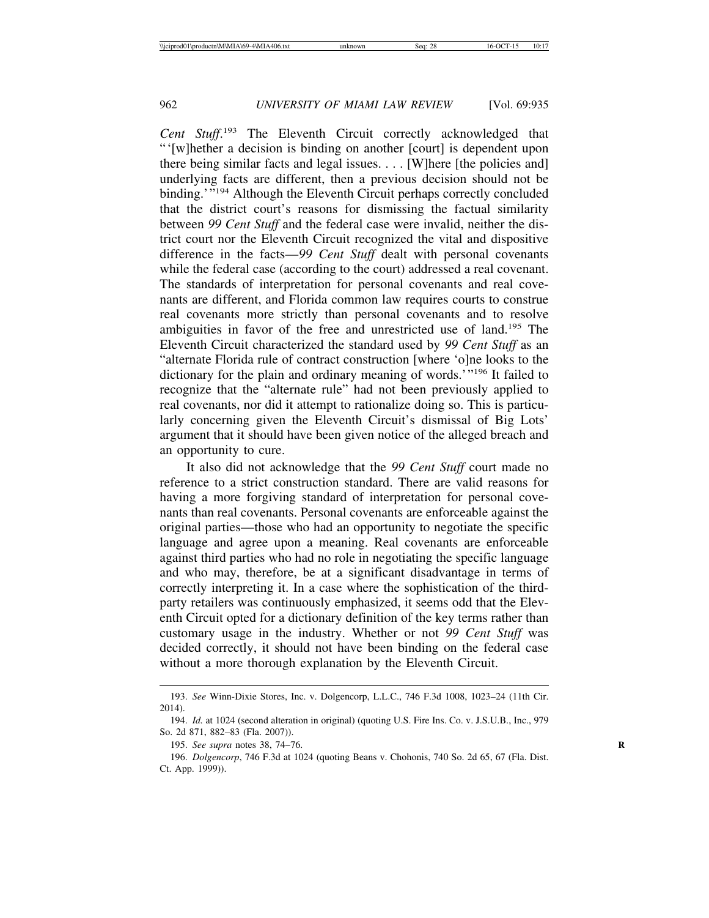*Cent Stuff*.[193] The Eleventh Circuit correctly acknowledged that "'[w]hether a decision is binding on another [court] is dependent upon there being similar facts and legal issues. . . . [W]here [the policies and] underlying facts are different, then a previous decision should not be binding.'"[194] Although the Eleventh Circuit perhaps correctly concluded that the district court's reasons for dismissing the factual similarity between *99 Cent Stuff* and the federal case were invalid, neither the district court nor the Eleventh Circuit recognized the vital and dispositive difference in the facts—*99 Cent Stuff* dealt with personal covenants while the federal case (according to the court) addressed a real covenant. The standards of interpretation for personal covenants and real covenants are different, and Florida common law requires courts to construe real covenants more strictly than personal covenants and to resolve ambiguities in favor of the free and unrestricted use of land.[195] The Eleventh Circuit characterized the standard used by *99 Cent Stuff* as an "alternate Florida rule of contract construction [where 'o]ne looks to the dictionary for the plain and ordinary meaning of words.'"[196] It failed to recognize that the "alternate rule" had not been previously applied to real covenants, nor did it attempt to rationalize doing so. This is particularly concerning given the Eleventh Circuit's dismissal of Big Lots' argument that it should have been given notice of the alleged breach and an opportunity to cure.

It also did not acknowledge that the *99 Cent Stuff* court made no reference to a strict construction standard. There are valid reasons for having a more forgiving standard of interpretation for personal covenants than real covenants. Personal covenants are enforceable against the original parties—those who had an opportunity to negotiate the specific language and agree upon a meaning. Real covenants are enforceable against third parties who had no role in negotiating the specific language and who may, therefore, be at a significant disadvantage in terms of correctly interpreting it. In a case where the sophistication of the third-party retailers was continuously emphasized, it seems odd that the Eleventh Circuit opted for a dictionary definition of the key terms rather than customary usage in the industry. Whether or not *99 Cent Stuff* was decided correctly, it should not have been binding on the federal case without a more thorough explanation by the Eleventh Circuit.

---

193. *See* Winn-Dixie Stores, Inc. v. Dolgencorp, L.L.C., 746 F.3d 1008, 1023–24 (11th Cir. 2014).

194. *Id.* at 1024 (second alteration in original) (quoting U.S. Fire Ins. Co. v. J.S.U.B., Inc., 979 So. 2d 871, 882–83 (Fla. 2007)).

195. *See supra* notes 38, 74–76.

196. *Dolgencorp*, 746 F.3d at 1024 (quoting Beans v. Chohonis, 740 So. 2d 65, 67 (Fla. Dist. Ct. App. 1999)).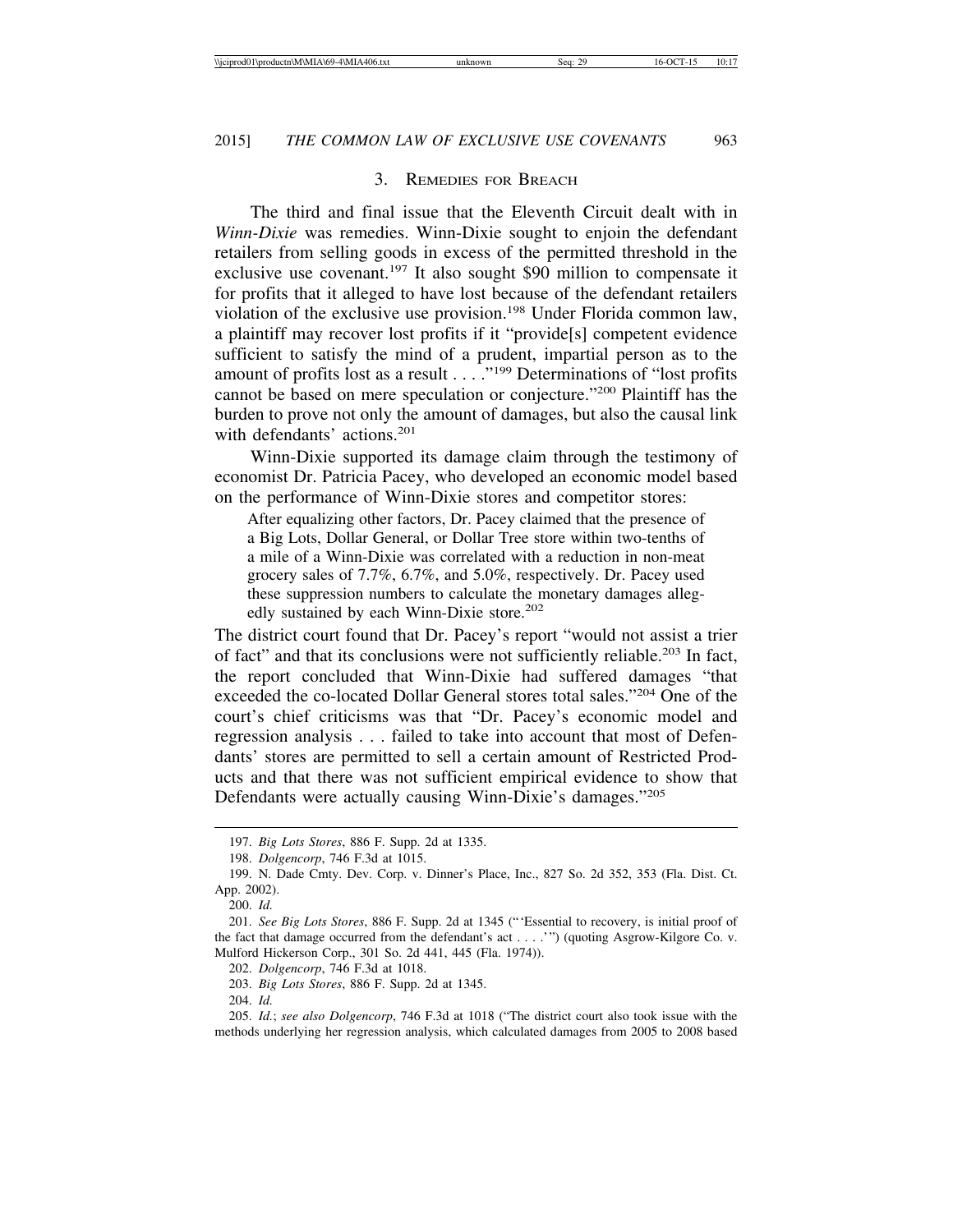### 3. Remedies for Breach

The third and final issue that the Eleventh Circuit dealt with in *Winn-Dixie* was remedies. Winn-Dixie sought to enjoin the defendant retailers from selling goods in excess of the permitted threshold in the exclusive use covenant.[197] It also sought $90 million to compensate it for profits that it alleged to have lost because of the defendant retailers violation of the exclusive use provision.[198] Under Florida common law, a plaintiff may recover lost profits if it "provide[s] competent evidence sufficient to satisfy the mind of a prudent, impartial person as to the amount of profits lost as a result . . . ."[199] Determinations of "lost profits cannot be based on mere speculation or conjecture."[200] Plaintiff has the burden to prove not only the amount of damages, but also the causal link with defendants' actions.[201]

Winn-Dixie supported its damage claim through the testimony of economist Dr. Patricia Pacey, who developed an economic model based on the performance of Winn-Dixie stores and competitor stores:

> After equalizing other factors, Dr. Pacey claimed that the presence of a Big Lots, Dollar General, or Dollar Tree store within two-tenths of a mile of a Winn-Dixie was correlated with a reduction in non-meat grocery sales of 7.7%, 6.7%, and 5.0%, respectively. Dr. Pacey used these suppression numbers to calculate the monetary damages allegedly sustained by each Winn-Dixie store.[202]

The district court found that Dr. Pacey's report "would not assist a trier of fact" and that its conclusions were not sufficiently reliable.[203] In fact, the report concluded that Winn-Dixie had suffered damages "that exceeded the co-located Dollar General stores total sales."[204] One of the court's chief criticisms was that "Dr. Pacey's economic model and regression analysis . . . failed to take into account that most of Defendants' stores are permitted to sell a certain amount of Restricted Products and that there was not sufficient empirical evidence to show that Defendants were actually causing Winn-Dixie's damages."[205]

---

197. *Big Lots Stores*, 886 F. Supp. 2d at 1335.

198. *Dolgencorp*, 746 F.3d at 1015.

199. N. Dade Cmty. Dev. Corp. v. Dinner's Place, Inc., 827 So. 2d 352, 353 (Fla. Dist. Ct. App. 2002).

200. *Id.*

201. *See Big Lots Stores*, 886 F. Supp. 2d at 1345 ("'Essential to recovery, is initial proof of the fact that damage occurred from the defendant's act . . . .'") (quoting Asgrow-Kilgore Co. v. Mulford Hickerson Corp., 301 So. 2d 441, 445 (Fla. 1974)).

202. *Dolgencorp*, 746 F.3d at 1018.

203. *Big Lots Stores*, 886 F. Supp. 2d at 1345.

204. *Id.*

205. *Id.*; *see also Dolgencorp*, 746 F.3d at 1018 ("The district court also took issue with the methods underlying her regression analysis, which calculated damages from 2005 to 2008 based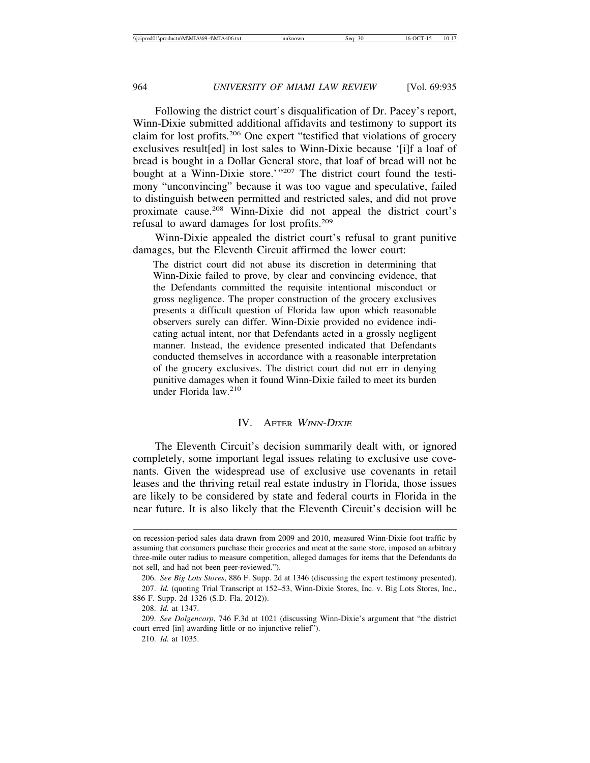Following the district court's disqualification of Dr. Pacey's report, Winn-Dixie submitted additional affidavits and testimony to support its claim for lost profits.[206] One expert "testified that violations of grocery exclusives result[ed] in lost sales to Winn-Dixie because '[i]f a loaf of bread is bought in a Dollar General store, that loaf of bread will not be bought at a Winn-Dixie store.'"[207] The district court found the testimony "unconvincing" because it was too vague and speculative, failed to distinguish between permitted and restricted sales, and did not prove proximate cause.[208] Winn-Dixie did not appeal the district court's refusal to award damages for lost profits.[209]

Winn-Dixie appealed the district court's refusal to grant punitive damages, but the Eleventh Circuit affirmed the lower court:

> The district court did not abuse its discretion in determining that Winn-Dixie failed to prove, by clear and convincing evidence, that the Defendants committed the requisite intentional misconduct or gross negligence. The proper construction of the grocery exclusives presents a difficult question of Florida law upon which reasonable observers surely can differ. Winn-Dixie provided no evidence indicating actual intent, nor that Defendants acted in a grossly negligent manner. Instead, the evidence presented indicated that Defendants conducted themselves in accordance with a reasonable interpretation of the grocery exclusives. The district court did not err in denying punitive damages when it found Winn-Dixie failed to meet its burden under Florida law.[210]

## IV. After *Winn-Dixie*

The Eleventh Circuit's decision summarily dealt with, or ignored completely, some important legal issues relating to exclusive use covenants. Given the widespread use of exclusive use covenants in retail leases and the thriving retail real estate industry in Florida, those issues are likely to be considered by state and federal courts in Florida in the near future. It is also likely that the Eleventh Circuit's decision will be

---

on recession-period sales data drawn from 2009 and 2010, measured Winn-Dixie foot traffic by assuming that consumers purchase their groceries and meat at the same store, imposed an arbitrary three-mile outer radius to measure competition, alleged damages for items that the Defendants do not sell, and had not been peer-reviewed.").

206. *See Big Lots Stores*, 886 F. Supp. 2d at 1346 (discussing the expert testimony presented).

207. *Id.* (quoting Trial Transcript at 152–53, Winn-Dixie Stores, Inc. v. Big Lots Stores, Inc., 886 F. Supp. 2d 1326 (S.D. Fla. 2012)).

208. *Id.* at 1347.

209. *See Dolgencorp*, 746 F.3d at 1021 (discussing Winn-Dixie's argument that "the district court erred [in] awarding little or no injunctive relief").

210. *Id.* at 1035.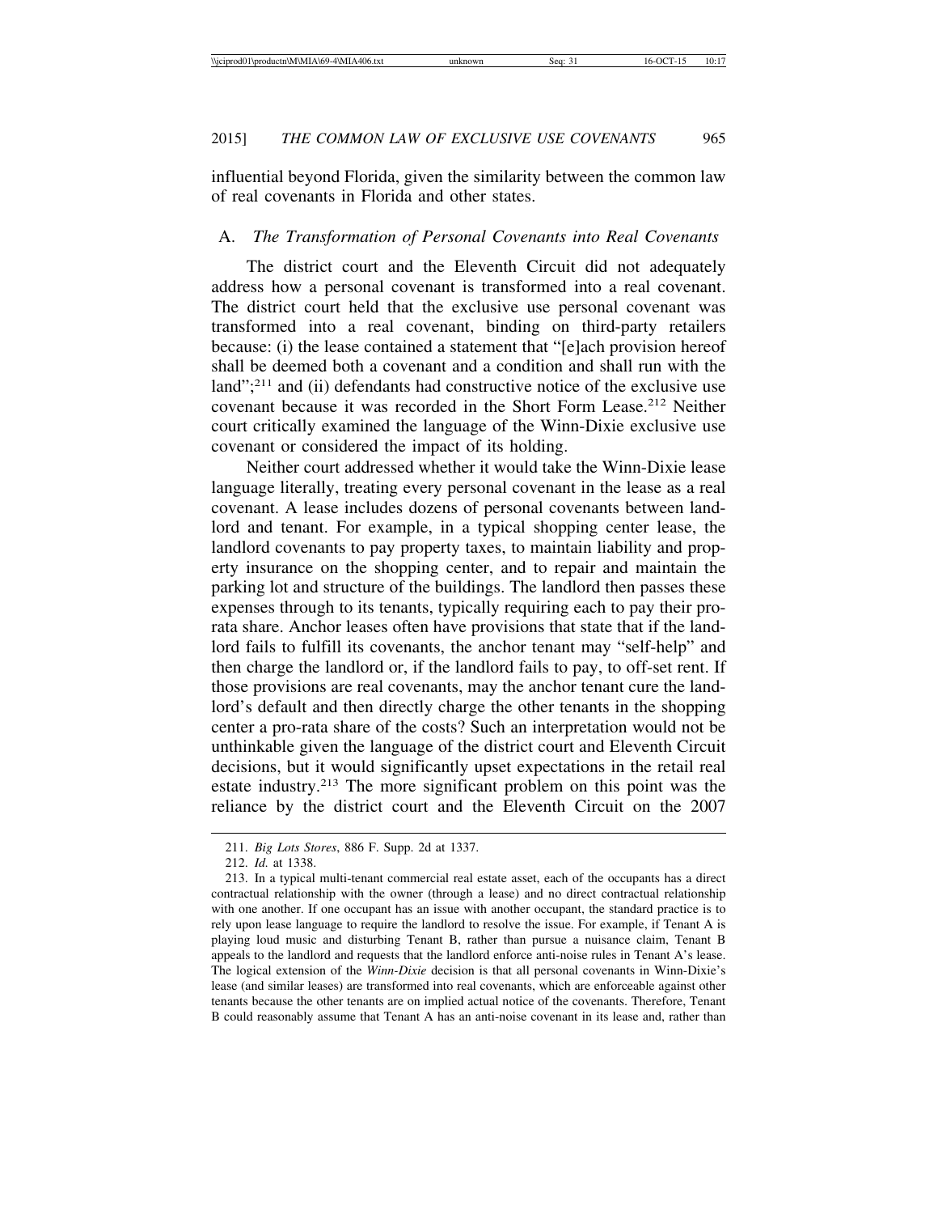influential beyond Florida, given the similarity between the common law of real covenants in Florida and other states.

### A. *The Transformation of Personal Covenants into Real Covenants*

The district court and the Eleventh Circuit did not adequately address how a personal covenant is transformed into a real covenant. The district court held that the exclusive use personal covenant was transformed into a real covenant, binding on third-party retailers because: (i) the lease contained a statement that "[e]ach provision hereof shall be deemed both a covenant and a condition and shall run with the land";[211] and (ii) defendants had constructive notice of the exclusive use covenant because it was recorded in the Short Form Lease.[212] Neither court critically examined the language of the Winn-Dixie exclusive use covenant or considered the impact of its holding.

Neither court addressed whether it would take the Winn-Dixie lease language literally, treating every personal covenant in the lease as a real covenant. A lease includes dozens of personal covenants between landlord and tenant. For example, in a typical shopping center lease, the landlord covenants to pay property taxes, to maintain liability and property insurance on the shopping center, and to repair and maintain the parking lot and structure of the buildings. The landlord then passes these expenses through to its tenants, typically requiring each to pay their pro-rata share. Anchor leases often have provisions that state that if the landlord fails to fulfill its covenants, the anchor tenant may "self-help" and then charge the landlord or, if the landlord fails to pay, to off-set rent. If those provisions are real covenants, may the anchor tenant cure the landlord's default and then directly charge the other tenants in the shopping center a pro-rata share of the costs? Such an interpretation would not be unthinkable given the language of the district court and Eleventh Circuit decisions, but it would significantly upset expectations in the retail real estate industry.[213] The more significant problem on this point was the reliance by the district court and the Eleventh Circuit on the 2007

---

211. *Big Lots Stores*, 886 F. Supp. 2d at 1337.

212. *Id.* at 1338.

213. In a typical multi-tenant commercial real estate asset, each of the occupants has a direct contractual relationship with the owner (through a lease) and no direct contractual relationship with one another. If one occupant has an issue with another occupant, the standard practice is to rely upon lease language to require the landlord to resolve the issue. For example, if Tenant A is playing loud music and disturbing Tenant B, rather than pursue a nuisance claim, Tenant B appeals to the landlord and requests that the landlord enforce anti-noise rules in Tenant A's lease. The logical extension of the *Winn-Dixie* decision is that all personal covenants in Winn-Dixie's lease (and similar leases) are transformed into real covenants, which are enforceable against other tenants because the other tenants are on implied actual notice of the covenants. Therefore, Tenant B could reasonably assume that Tenant A has an anti-noise covenant in its lease and, rather than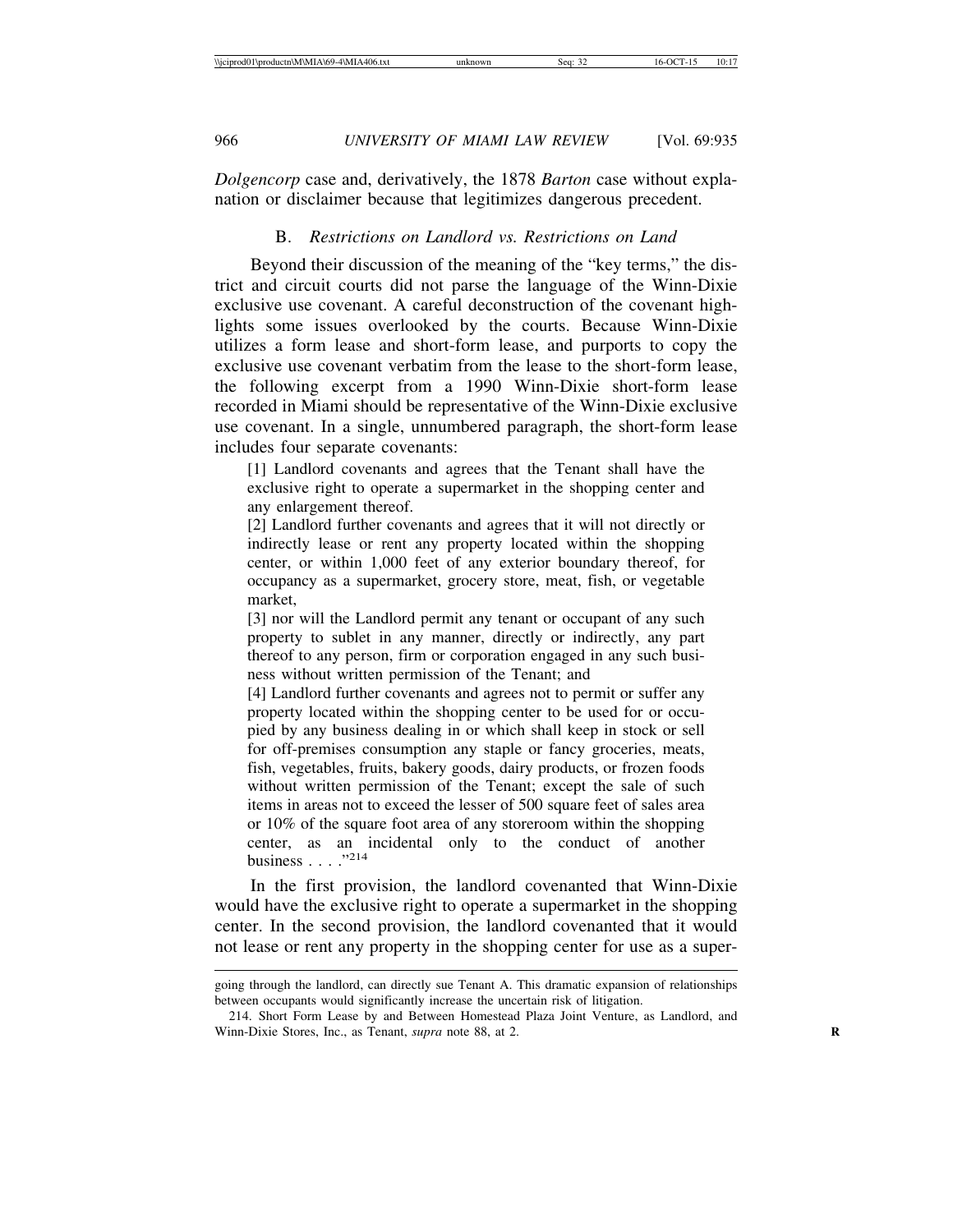*Dolgencorp* case and, derivatively, the 1878 *Barton* case without explanation or disclaimer because that legitimizes dangerous precedent.

### B. *Restrictions on Landlord vs. Restrictions on Land*

Beyond their discussion of the meaning of the "key terms," the district and circuit courts did not parse the language of the Winn-Dixie exclusive use covenant. A careful deconstruction of the covenant highlights some issues overlooked by the courts. Because Winn-Dixie utilizes a form lease and short-form lease, and purports to copy the exclusive use covenant verbatim from the lease to the short-form lease, the following excerpt from a 1990 Winn-Dixie short-form lease recorded in Miami should be representative of the Winn-Dixie exclusive use covenant. In a single, unnumbered paragraph, the short-form lease includes four separate covenants:

> [1] Landlord covenants and agrees that the Tenant shall have the exclusive right to operate a supermarket in the shopping center and any enlargement thereof.
>
> [2] Landlord further covenants and agrees that it will not directly or indirectly lease or rent any property located within the shopping center, or within 1,000 feet of any exterior boundary thereof, for occupancy as a supermarket, grocery store, meat, fish, or vegetable market,
>
> [3] nor will the Landlord permit any tenant or occupant of any such property to sublet in any manner, directly or indirectly, any part thereof to any person, firm or corporation engaged in any such business without written permission of the Tenant; and
>
> [4] Landlord further covenants and agrees not to permit or suffer any property located within the shopping center to be used for or occupied by any business dealing in or which shall keep in stock or sell for off-premises consumption any staple or fancy groceries, meats, fish, vegetables, fruits, bakery goods, dairy products, or frozen foods without written permission of the Tenant; except the sale of such items in areas not to exceed the lesser of 500 square feet of sales area or 10% of the square foot area of any storeroom within the shopping center, as an incidental only to the conduct of another business . . . ."[214]

In the first provision, the landlord covenanted that Winn-Dixie would have the exclusive right to operate a supermarket in the shopping center. In the second provision, the landlord covenanted that it would not lease or rent any property in the shopping center for use as a super-

---

going through the landlord, can directly sue Tenant A. This dramatic expansion of relationships between occupants would significantly increase the uncertain risk of litigation.

214. Short Form Lease by and Between Homestead Plaza Joint Venture, as Landlord, and Winn-Dixie Stores, Inc., as Tenant, *supra* note 88, at 2.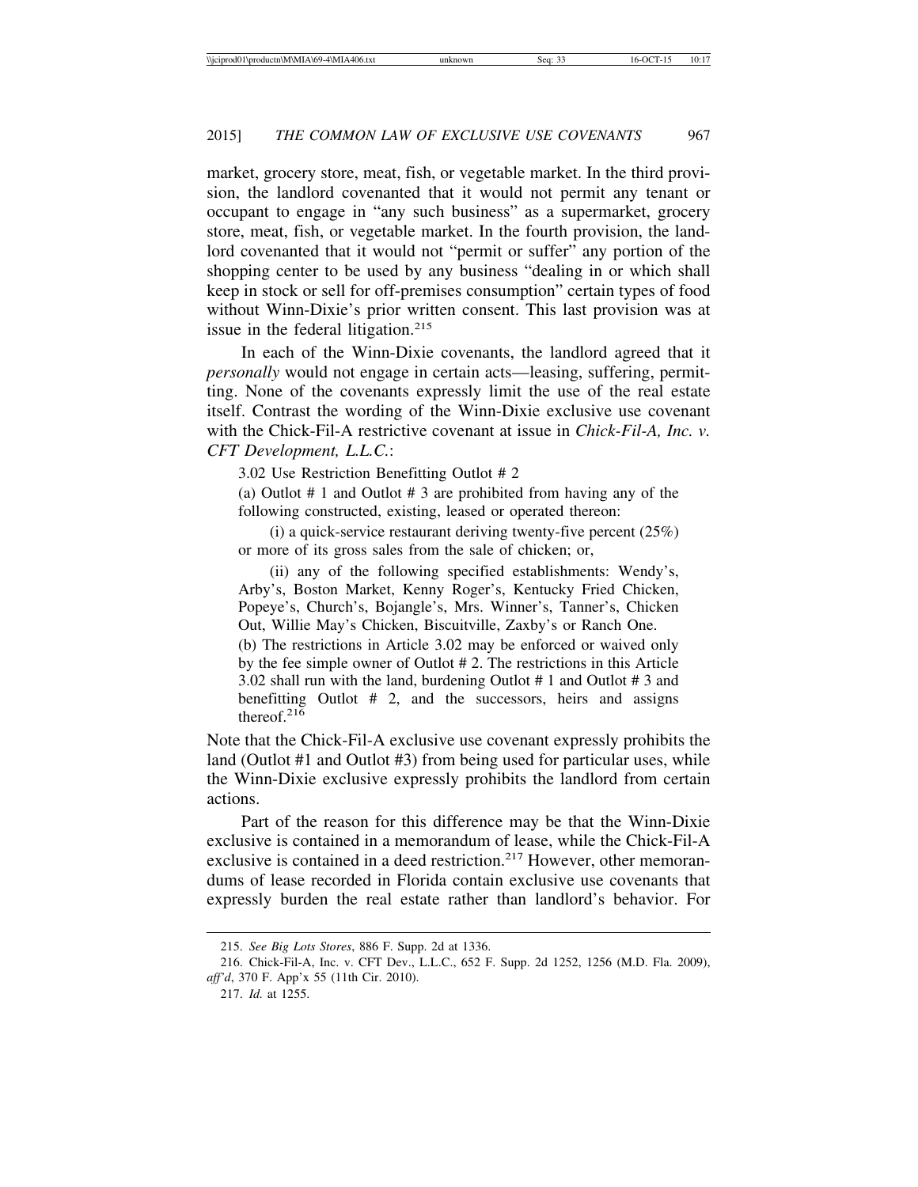market, grocery store, meat, fish, or vegetable market. In the third provision, the landlord covenanted that it would not permit any tenant or occupant to engage in "any such business" as a supermarket, grocery store, meat, fish, or vegetable market. In the fourth provision, the landlord covenanted that it would not "permit or suffer" any portion of the shopping center to be used by any business "dealing in or which shall keep in stock or sell for off-premises consumption" certain types of food without Winn-Dixie's prior written consent. This last provision was at issue in the federal litigation.[215]

In each of the Winn-Dixie covenants, the landlord agreed that it *personally* would not engage in certain acts—leasing, suffering, permitting. None of the covenants expressly limit the use of the real estate itself. Contrast the wording of the Winn-Dixie exclusive use covenant with the Chick-Fil-A restrictive covenant at issue in *Chick-Fil-A, Inc. v. CFT Development, L.L.C.*:

> 3.02 Use Restriction Benefitting Outlot # 2
>
> (a) Outlot # 1 and Outlot # 3 are prohibited from having any of the following constructed, existing, leased or operated thereon:
>
> (i) a quick-service restaurant deriving twenty-five percent (25%) or more of its gross sales from the sale of chicken; or,
>
> (ii) any of the following specified establishments: Wendy's, Arby's, Boston Market, Kenny Roger's, Kentucky Fried Chicken, Popeye's, Church's, Bojangle's, Mrs. Winner's, Tanner's, Chicken Out, Willie May's Chicken, Biscuitville, Zaxby's or Ranch One.
>
> (b) The restrictions in Article 3.02 may be enforced or waived only by the fee simple owner of Outlot # 2. The restrictions in this Article 3.02 shall run with the land, burdening Outlot # 1 and Outlot # 3 and benefitting Outlot # 2, and the successors, heirs and assigns thereof.[216]

Note that the Chick-Fil-A exclusive use covenant expressly prohibits the land (Outlot #1 and Outlot #3) from being used for particular uses, while the Winn-Dixie exclusive expressly prohibits the landlord from certain actions.

Part of the reason for this difference may be that the Winn-Dixie exclusive is contained in a memorandum of lease, while the Chick-Fil-A exclusive is contained in a deed restriction.[217] However, other memorandums of lease recorded in Florida contain exclusive use covenants that expressly burden the real estate rather than landlord's behavior. For

---

215. *See Big Lots Stores*, 886 F. Supp. 2d at 1336.

216. Chick-Fil-A, Inc. v. CFT Dev., L.L.C., 652 F. Supp. 2d 1252, 1256 (M.D. Fla. 2009), *aff'd*, 370 F. App'x 55 (11th Cir. 2010).

217. *Id.* at 1255.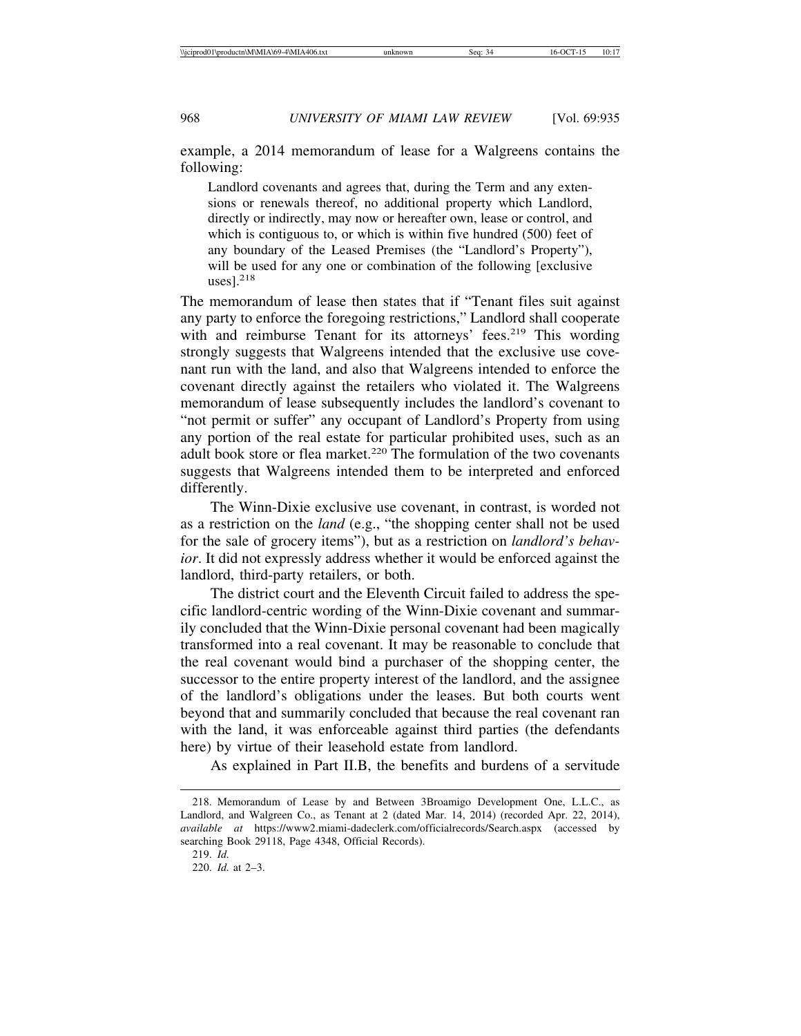example, a 2014 memorandum of lease for a Walgreens contains the following:

> Landlord covenants and agrees that, during the Term and any extensions or renewals thereof, no additional property which Landlord, directly or indirectly, may now or hereafter own, lease or control, and which is contiguous to, or which is within five hundred (500) feet of any boundary of the Leased Premises (the "Landlord's Property"), will be used for any one or combination of the following [exclusive uses].[218]

The memorandum of lease then states that if "Tenant files suit against any party to enforce the foregoing restrictions," Landlord shall cooperate with and reimburse Tenant for its attorneys' fees.[219] This wording strongly suggests that Walgreens intended that the exclusive use covenant run with the land, and also that Walgreens intended to enforce the covenant directly against the retailers who violated it. The Walgreens memorandum of lease subsequently includes the landlord's covenant to "not permit or suffer" any occupant of Landlord's Property from using any portion of the real estate for particular prohibited uses, such as an adult book store or flea market.[220] The formulation of the two covenants suggests that Walgreens intended them to be interpreted and enforced differently.

The Winn-Dixie exclusive use covenant, in contrast, is worded not as a restriction on the *land* (e.g., "the shopping center shall not be used for the sale of grocery items"), but as a restriction on *landlord's behavior*. It did not expressly address whether it would be enforced against the landlord, third-party retailers, or both.

The district court and the Eleventh Circuit failed to address the specific landlord-centric wording of the Winn-Dixie covenant and summarily concluded that the Winn-Dixie personal covenant had been magically transformed into a real covenant. It may be reasonable to conclude that the real covenant would bind a purchaser of the shopping center, the successor to the entire property interest of the landlord, and the assignee of the landlord's obligations under the leases. But both courts went beyond that and summarily concluded that because the real covenant ran with the land, it was enforceable against third parties (the defendants here) by virtue of their leasehold estate from landlord.

As explained in Part II.B, the benefits and burdens of a servitude

---

218. Memorandum of Lease by and Between 3Broamigo Development One, L.L.C., as Landlord, and Walgreen Co., as Tenant at 2 (dated Mar. 14, 2014) (recorded Apr. 22, 2014), *available at* https://www2.miami-dadeclerk.com/officialrecords/Search.aspx (accessed by searching Book 29118, Page 4348, Official Records).

219. *Id.*

220. *Id.* at 2–3.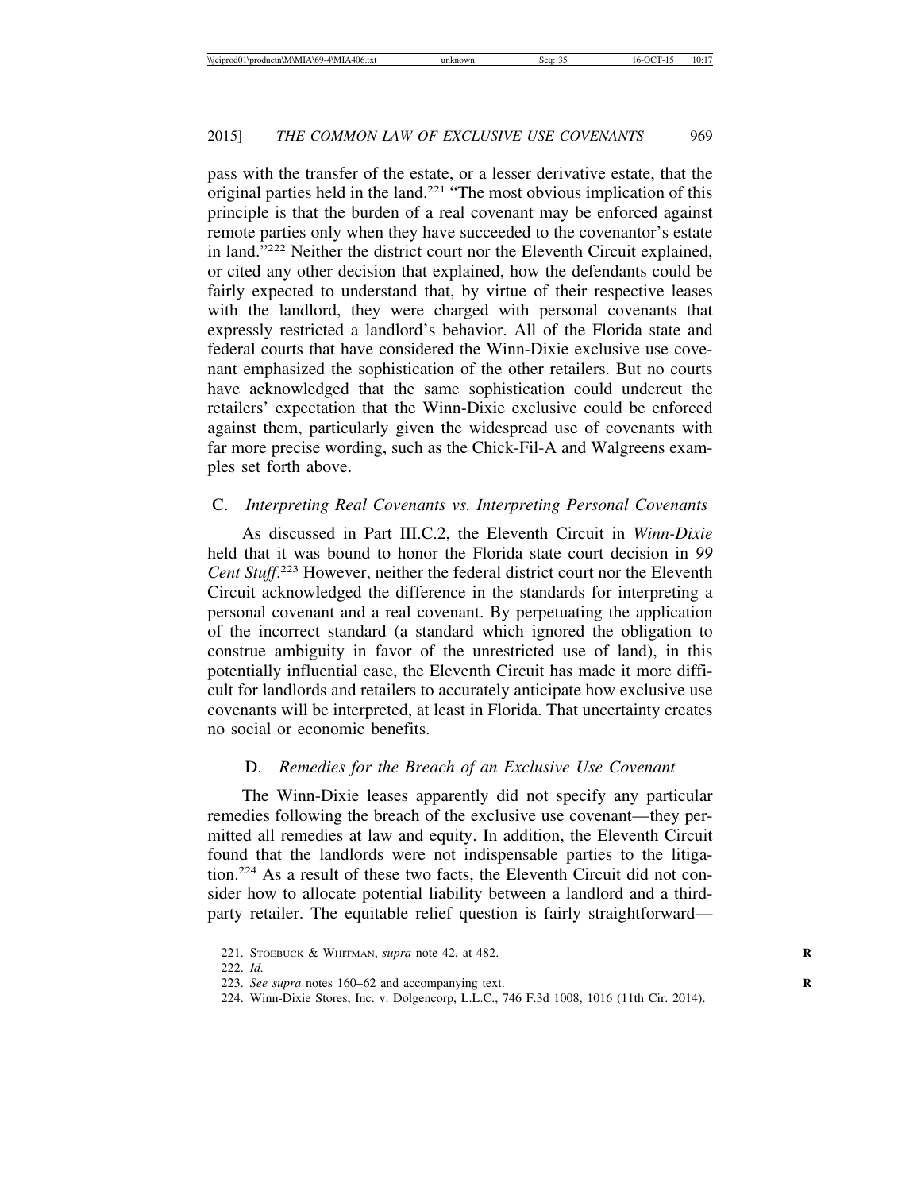pass with the transfer of the estate, or a lesser derivative estate, that the original parties held in the land.[221] "The most obvious implication of this principle is that the burden of a real covenant may be enforced against remote parties only when they have succeeded to the covenantor's estate in land."[222] Neither the district court nor the Eleventh Circuit explained, or cited any other decision that explained, how the defendants could be fairly expected to understand that, by virtue of their respective leases with the landlord, they were charged with personal covenants that expressly restricted a landlord's behavior. All of the Florida state and federal courts that have considered the Winn-Dixie exclusive use covenant emphasized the sophistication of the other retailers. But no courts have acknowledged that the same sophistication could undercut the retailers' expectation that the Winn-Dixie exclusive could be enforced against them, particularly given the widespread use of covenants with far more precise wording, such as the Chick-Fil-A and Walgreens examples set forth above.

### C. *Interpreting Real Covenants vs. Interpreting Personal Covenants*

As discussed in Part III.C.2, the Eleventh Circuit in *Winn-Dixie* held that it was bound to honor the Florida state court decision in *99 Cent Stuff*.[223] However, neither the federal district court nor the Eleventh Circuit acknowledged the difference in the standards for interpreting a personal covenant and a real covenant. By perpetuating the application of the incorrect standard (a standard which ignored the obligation to construe ambiguity in favor of the unrestricted use of land), in this potentially influential case, the Eleventh Circuit has made it more difficult for landlords and retailers to accurately anticipate how exclusive use covenants will be interpreted, at least in Florida. That uncertainty creates no social or economic benefits.

### D. *Remedies for the Breach of an Exclusive Use Covenant*

The Winn-Dixie leases apparently did not specify any particular remedies following the breach of the exclusive use covenant—they permitted all remedies at law and equity. In addition, the Eleventh Circuit found that the landlords were not indispensable parties to the litigation.[224] As a result of these two facts, the Eleventh Circuit did not consider how to allocate potential liability between a landlord and a third-party retailer. The equitable relief question is fairly straightforward—

221. Stoebuck & Whitman, *supra* note 42, at 482.

222. *Id.*

223. *See supra* notes 160–62 and accompanying text.

224. Winn-Dixie Stores, Inc. v. Dolgencorp, L.L.C., 746 F.3d 1008, 1016 (11th Cir. 2014).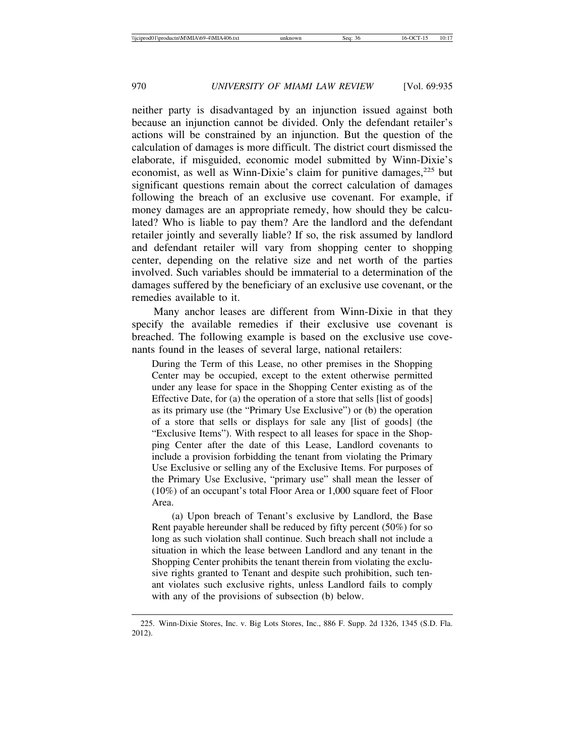neither party is disadvantaged by an injunction issued against both because an injunction cannot be divided. Only the defendant retailer's actions will be constrained by an injunction. But the question of the calculation of damages is more difficult. The district court dismissed the elaborate, if misguided, economic model submitted by Winn-Dixie's economist, as well as Winn-Dixie's claim for punitive damages,[225] but significant questions remain about the correct calculation of damages following the breach of an exclusive use covenant. For example, if money damages are an appropriate remedy, how should they be calculated? Who is liable to pay them? Are the landlord and the defendant retailer jointly and severally liable? If so, the risk assumed by landlord and defendant retailer will vary from shopping center to shopping center, depending on the relative size and net worth of the parties involved. Such variables should be immaterial to a determination of the damages suffered by the beneficiary of an exclusive use covenant, or the remedies available to it.

Many anchor leases are different from Winn-Dixie in that they specify the available remedies if their exclusive use covenant is breached. The following example is based on the exclusive use covenants found in the leases of several large, national retailers:

> During the Term of this Lease, no other premises in the Shopping Center may be occupied, except to the extent otherwise permitted under any lease for space in the Shopping Center existing as of the Effective Date, for (a) the operation of a store that sells [list of goods] as its primary use (the "Primary Use Exclusive") or (b) the operation of a store that sells or displays for sale any [list of goods] (the "Exclusive Items"). With respect to all leases for space in the Shopping Center after the date of this Lease, Landlord covenants to include a provision forbidding the tenant from violating the Primary Use Exclusive or selling any of the Exclusive Items. For purposes of the Primary Use Exclusive, "primary use" shall mean the lesser of (10%) of an occupant's total Floor Area or 1,000 square feet of Floor Area.
>
> (a) Upon breach of Tenant's exclusive by Landlord, the Base Rent payable hereunder shall be reduced by fifty percent (50%) for so long as such violation shall continue. Such breach shall not include a situation in which the lease between Landlord and any tenant in the Shopping Center prohibits the tenant therein from violating the exclusive rights granted to Tenant and despite such prohibition, such tenant violates such exclusive rights, unless Landlord fails to comply with any of the provisions of subsection (b) below.

225. Winn-Dixie Stores, Inc. v. Big Lots Stores, Inc., 886 F. Supp. 2d 1326, 1345 (S.D. Fla. 2012).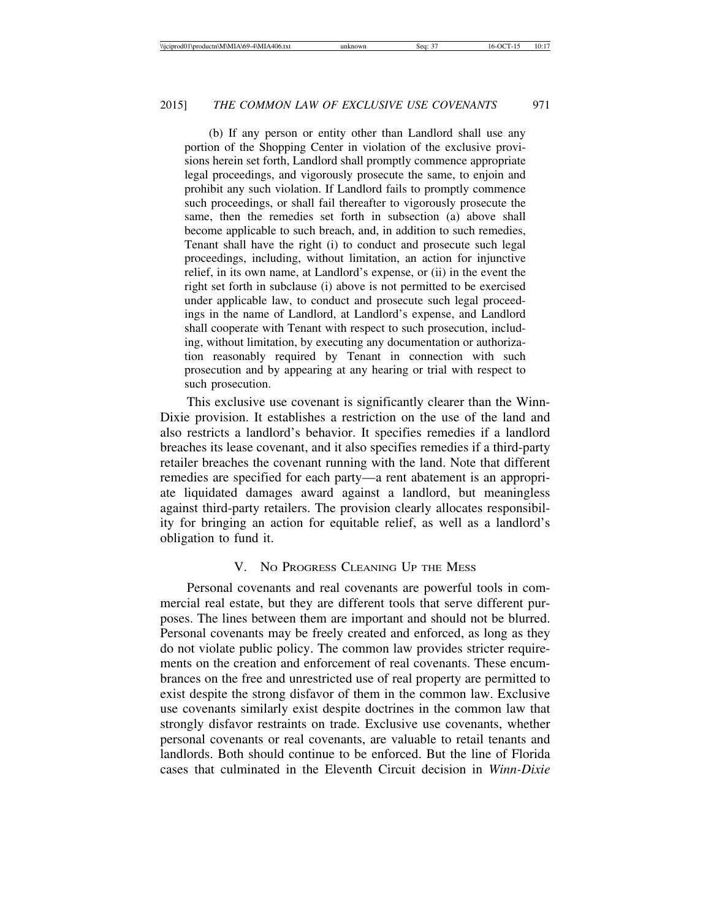(b) If any person or entity other than Landlord shall use any portion of the Shopping Center in violation of the exclusive provisions herein set forth, Landlord shall promptly commence appropriate legal proceedings, and vigorously prosecute the same, to enjoin and prohibit any such violation. If Landlord fails to promptly commence such proceedings, or shall fail thereafter to vigorously prosecute the same, then the remedies set forth in subsection (a) above shall become applicable to such breach, and, in addition to such remedies, Tenant shall have the right (i) to conduct and prosecute such legal proceedings, including, without limitation, an action for injunctive relief, in its own name, at Landlord's expense, or (ii) in the event the right set forth in subclause (i) above is not permitted to be exercised under applicable law, to conduct and prosecute such legal proceedings in the name of Landlord, at Landlord's expense, and Landlord shall cooperate with Tenant with respect to such prosecution, including, without limitation, by executing any documentation or authorization reasonably required by Tenant in connection with such prosecution and by appearing at any hearing or trial with respect to such prosecution.

This exclusive use covenant is significantly clearer than the Winn-Dixie provision. It establishes a restriction on the use of the land and also restricts a landlord's behavior. It specifies remedies if a landlord breaches its lease covenant, and it also specifies remedies if a third-party retailer breaches the covenant running with the land. Note that different remedies are specified for each party—a rent abatement is an appropriate liquidated damages award against a landlord, but meaningless against third-party retailers. The provision clearly allocates responsibility for bringing an action for equitable relief, as well as a landlord's obligation to fund it.

## V. No Progress Cleaning Up the Mess

Personal covenants and real covenants are powerful tools in commercial real estate, but they are different tools that serve different purposes. The lines between them are important and should not be blurred. Personal covenants may be freely created and enforced, as long as they do not violate public policy. The common law provides stricter requirements on the creation and enforcement of real covenants. These encumbrances on the free and unrestricted use of real property are permitted to exist despite the strong disfavor of them in the common law. Exclusive use covenants similarly exist despite doctrines in the common law that strongly disfavor restraints on trade. Exclusive use covenants, whether personal covenants or real covenants, are valuable to retail tenants and landlords. Both should continue to be enforced. But the line of Florida cases that culminated in the Eleventh Circuit decision in *Winn-Dixie*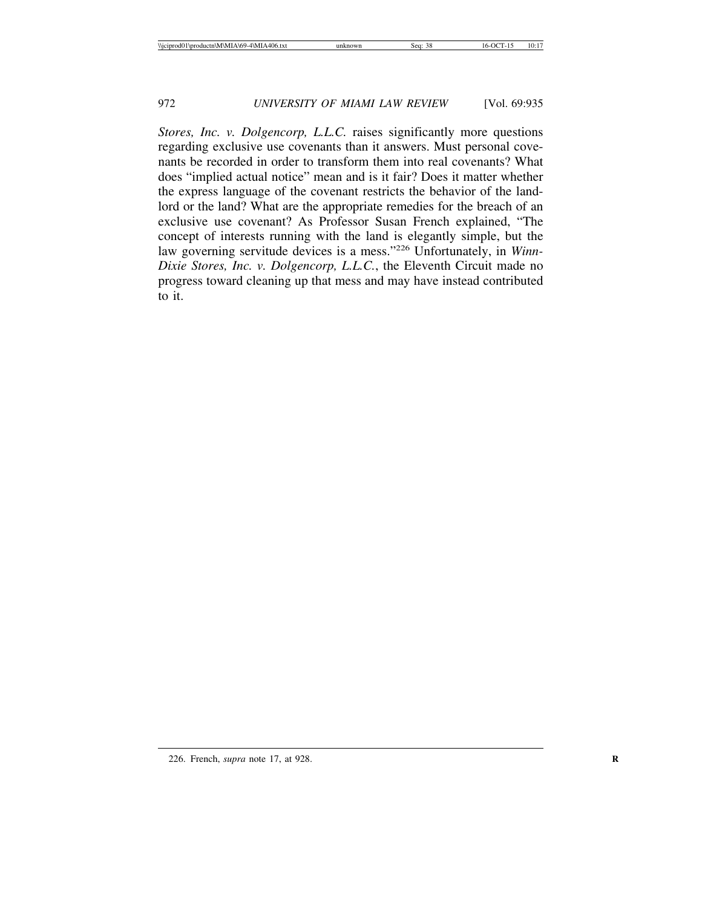*Stores, Inc. v. Dolgencorp, L.L.C.* raises significantly more questions regarding exclusive use covenants than it answers. Must personal covenants be recorded in order to transform them into real covenants? What does "implied actual notice" mean and is it fair? Does it matter whether the express language of the covenant restricts the behavior of the landlord or the land? What are the appropriate remedies for the breach of an exclusive use covenant? As Professor Susan French explained, "The concept of interests running with the land is elegantly simple, but the law governing servitude devices is a mess."[226] Unfortunately, in *Winn-Dixie Stores, Inc. v. Dolgencorp, L.L.C.*, the Eleventh Circuit made no progress toward cleaning up that mess and may have instead contributed to it.

226. French, *supra* note 17, at 928.